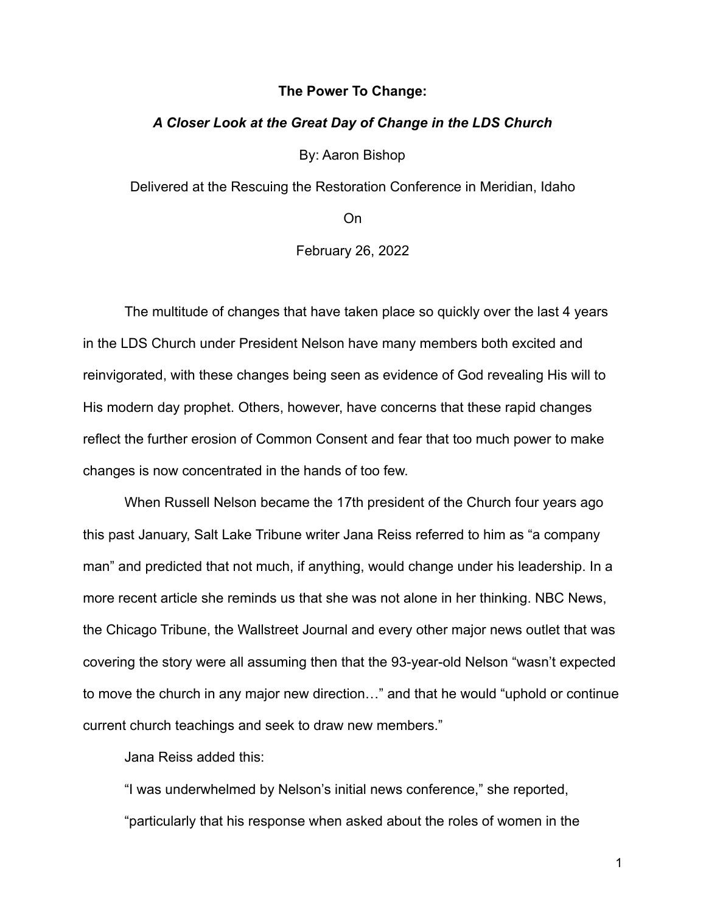**The Power To Change:**

***A Closer Look at the Great Day of Change in the LDS Church***

By: Aaron Bishop

Delivered at the Rescuing the Restoration Conference in Meridian, Idaho

On

February 26, 2022

The multitude of changes that have taken place so quickly over the last 4 years in the LDS Church under President Nelson have many members both excited and reinvigorated, with these changes being seen as evidence of God revealing His will to His modern day prophet. Others, however, have concerns that these rapid changes reflect the further erosion of Common Consent and fear that too much power to make changes is now concentrated in the hands of too few.

When Russell Nelson became the 17th president of the Church four years ago this past January, Salt Lake Tribune writer Jana Reiss referred to him as "a company man" and predicted that not much, if anything, would change under his leadership. In a more recent article she reminds us that she was not alone in her thinking. NBC News, the Chicago Tribune, the Wallstreet Journal and every other major news outlet that was covering the story were all assuming then that the 93-year-old Nelson "wasn't expected to move the church in any major new direction…" and that he would "uphold or continue current church teachings and seek to draw new members."

Jana Reiss added this:

"I was underwhelmed by Nelson's initial news conference," she reported, "particularly that his response when asked about the roles of women in the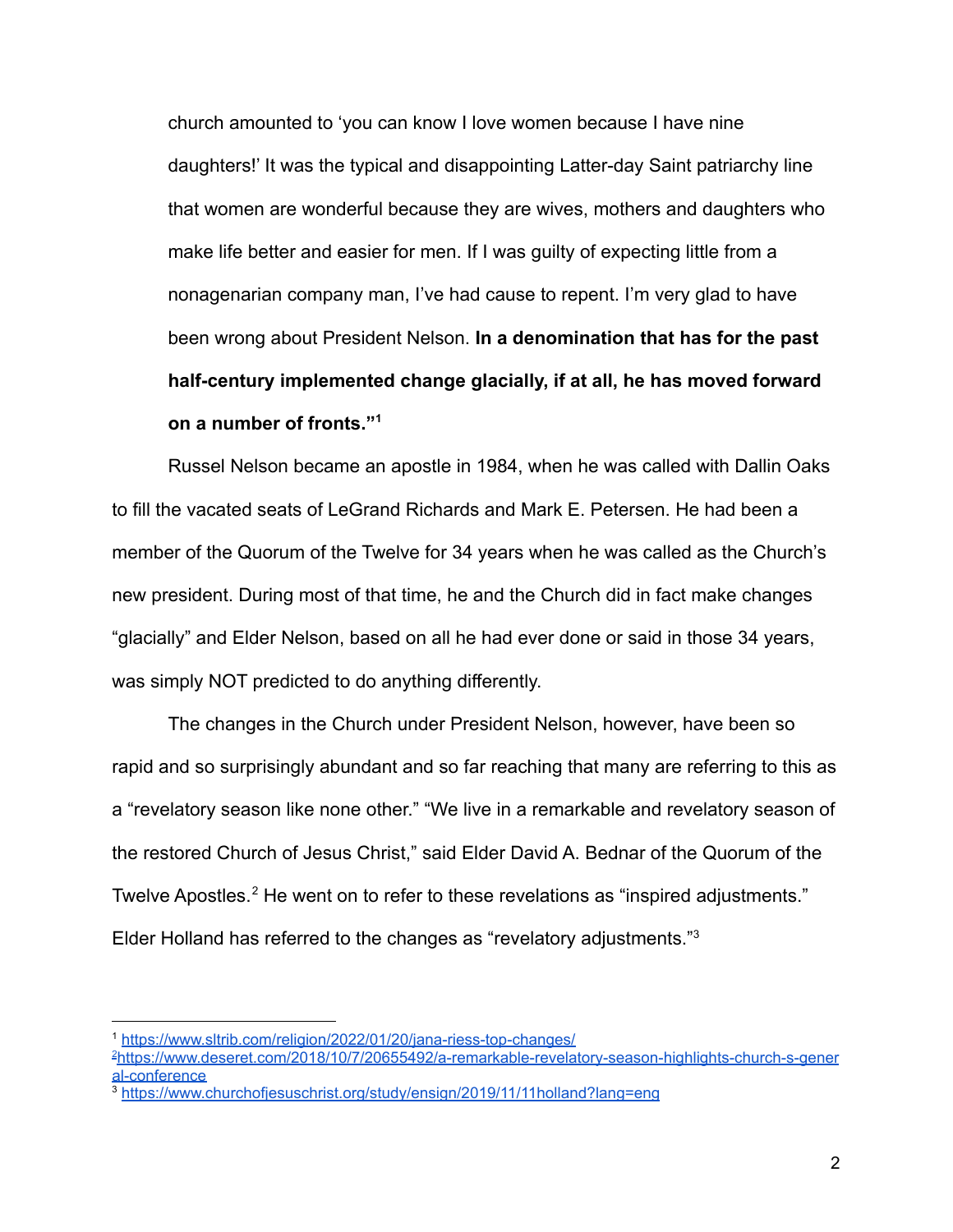church amounted to 'you can know I love women because I have nine daughters!' It was the typical and disappointing Latter-day Saint patriarchy line that women are wonderful because they are wives, mothers and daughters who make life better and easier for men. If I was guilty of expecting little from a nonagenarian company man, I've had cause to repent. I'm very glad to have been wrong about President Nelson. **In a denomination that has for the past half-century implemented change glacially, if at all, he has moved forward on a number of fronts."[1]**

Russel Nelson became an apostle in 1984, when he was called with Dallin Oaks to fill the vacated seats of LeGrand Richards and Mark E. Petersen. He had been a member of the Quorum of the Twelve for 34 years when he was called as the Church's new president. During most of that time, he and the Church did in fact make changes "glacially" and Elder Nelson, based on all he had ever done or said in those 34 years, was simply NOT predicted to do anything differently.

The changes in the Church under President Nelson, however, have been so rapid and so surprisingly abundant and so far reaching that many are referring to this as a "revelatory season like none other." "We live in a remarkable and revelatory season of the restored Church of Jesus Christ," said Elder David A. Bednar of the Quorum of the Twelve Apostles.[2] He went on to refer to these revelations as "inspired adjustments." Elder Holland has referred to the changes as "revelatory adjustments."[3]

---

[1] https://www.sltrib.com/religion/2022/01/20/jana-riess-top-changes/

[2] https://www.deseret.com/2018/10/7/20655492/a-remarkable-revelatory-season-highlights-church-s-general-conference

[3] https://www.churchofjesuschrist.org/study/ensign/2019/11/11holland?lang=eng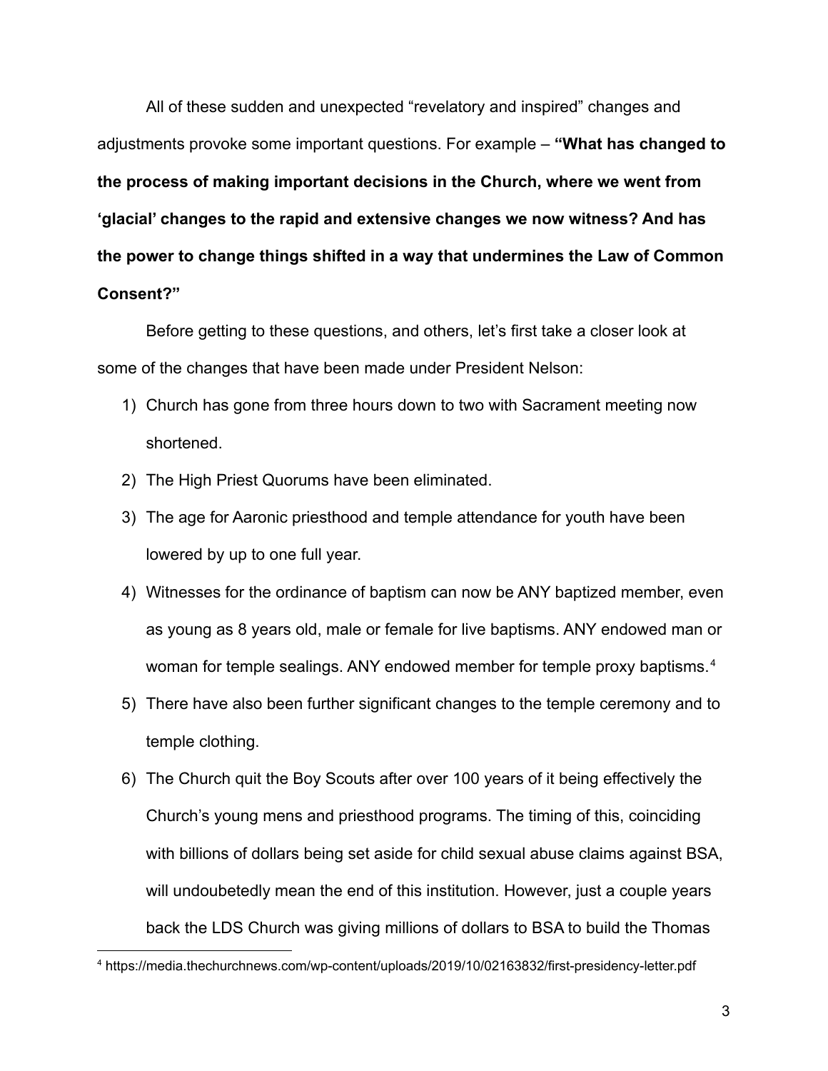All of these sudden and unexpected “revelatory and inspired” changes and adjustments provoke some important questions. For example – **“What has changed to the process of making important decisions in the Church, where we went from ‘glacial’ changes to the rapid and extensive changes we now witness? And has the power to change things shifted in a way that undermines the Law of Common Consent?”**

Before getting to these questions, and others, let’s first take a closer look at some of the changes that have been made under President Nelson:

1) Church has gone from three hours down to two with Sacrament meeting now shortened.
2) The High Priest Quorums have been eliminated.
3) The age for Aaronic priesthood and temple attendance for youth have been lowered by up to one full year.
4) Witnesses for the ordinance of baptism can now be ANY baptized member, even as young as 8 years old, male or female for live baptisms. ANY endowed man or woman for temple sealings. ANY endowed member for temple proxy baptisms.[4]
5) There have also been further significant changes to the temple ceremony and to temple clothing.
6) The Church quit the Boy Scouts after over 100 years of it being effectively the Church’s young mens and priesthood programs. The timing of this, coinciding with billions of dollars being set aside for child sexual abuse claims against BSA, will undoubetedly mean the end of this institution. However, just a couple years back the LDS Church was giving millions of dollars to BSA to build the Thomas

[4] https://media.thechurchnews.com/wp-content/uploads/2019/10/02163832/first-presidency-letter.pdf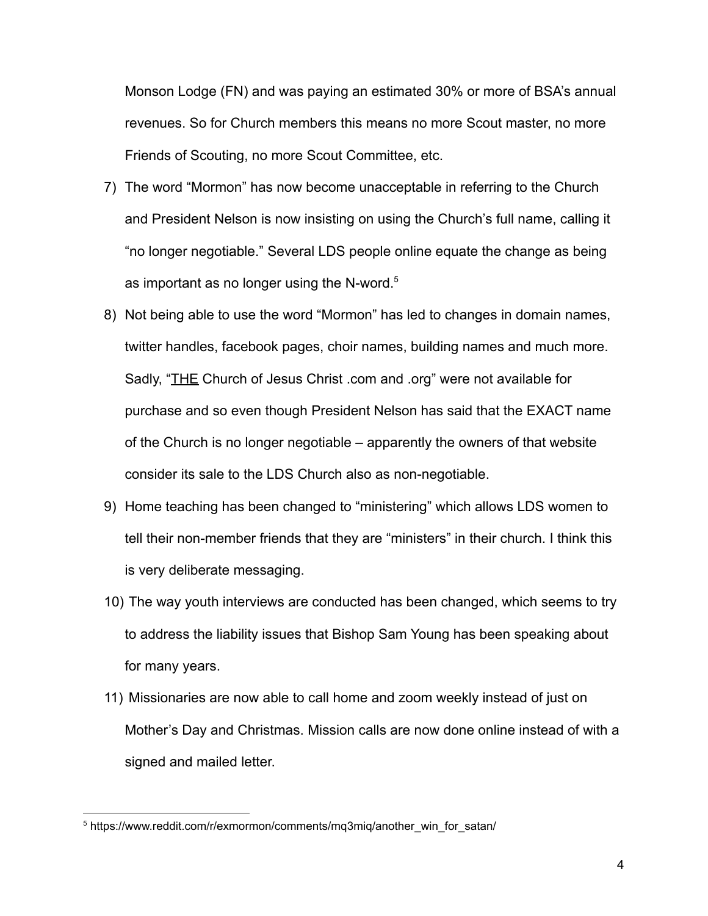Monson Lodge (FN) and was paying an estimated 30% or more of BSA's annual revenues. So for Church members this means no more Scout master, no more Friends of Scouting, no more Scout Committee, etc.

7) The word "Mormon" has now become unacceptable in referring to the Church and President Nelson is now insisting on using the Church's full name, calling it "no longer negotiable." Several LDS people online equate the change as being as important as no longer using the N-word.[5]

8) Not being able to use the word "Mormon" has led to changes in domain names, twitter handles, facebook pages, choir names, building names and much more. Sadly, "<u>THE</u> Church of Jesus Christ .com and .org" were not available for purchase and so even though President Nelson has said that the EXACT name of the Church is no longer negotiable – apparently the owners of that website consider its sale to the LDS Church also as non-negotiable.

9) Home teaching has been changed to "ministering" which allows LDS women to tell their non-member friends that they are "ministers" in their church. I think this is very deliberate messaging.

10) The way youth interviews are conducted has been changed, which seems to try to address the liability issues that Bishop Sam Young has been speaking about for many years.

11) Missionaries are now able to call home and zoom weekly instead of just on Mother's Day and Christmas. Mission calls are now done online instead of with a signed and mailed letter.

---

[5] https://www.reddit.com/r/exmormon/comments/mq3miq/another_win_for_satan/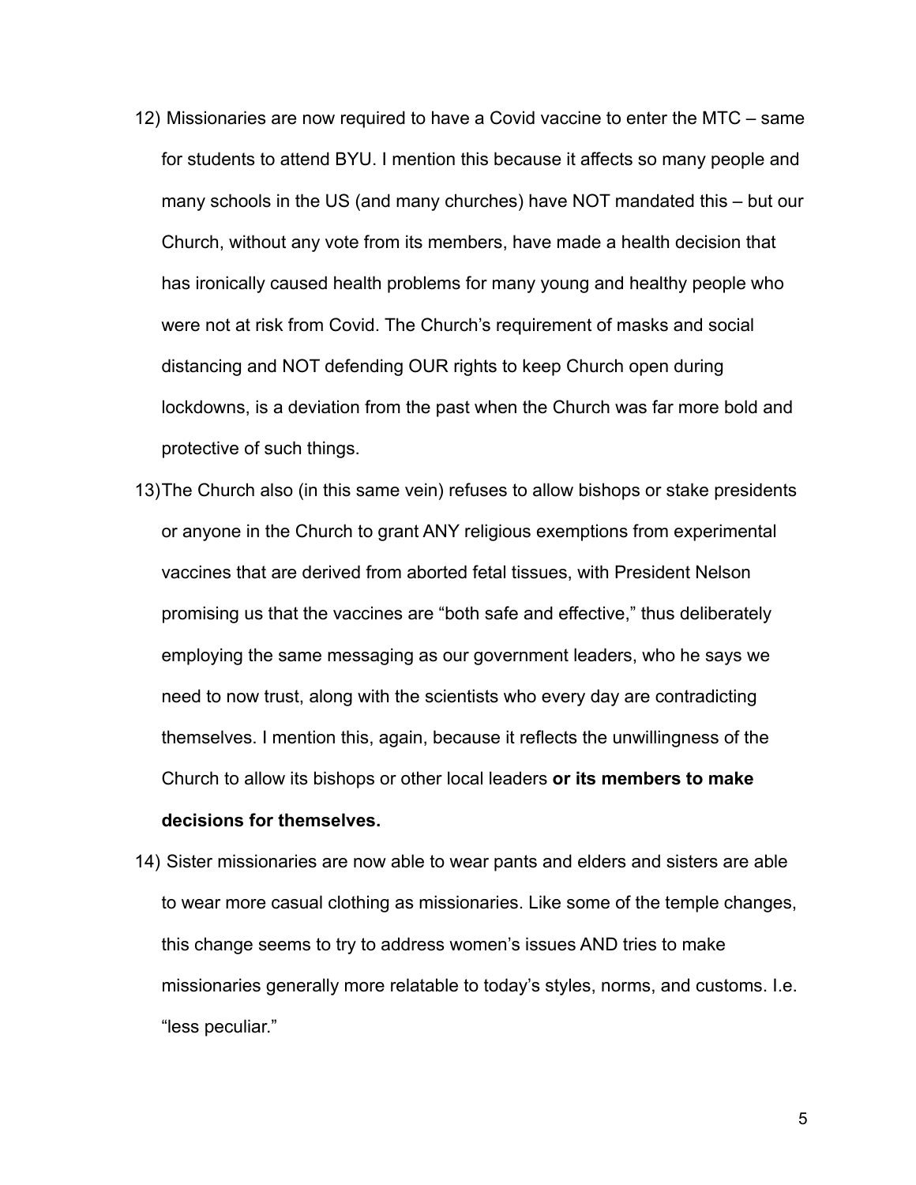12) Missionaries are now required to have a Covid vaccine to enter the MTC – same for students to attend BYU. I mention this because it affects so many people and many schools in the US (and many churches) have NOT mandated this – but our Church, without any vote from its members, have made a health decision that has ironically caused health problems for many young and healthy people who were not at risk from Covid. The Church's requirement of masks and social distancing and NOT defending OUR rights to keep Church open during lockdowns, is a deviation from the past when the Church was far more bold and protective of such things.

13) The Church also (in this same vein) refuses to allow bishops or stake presidents or anyone in the Church to grant ANY religious exemptions from experimental vaccines that are derived from aborted fetal tissues, with President Nelson promising us that the vaccines are "both safe and effective," thus deliberately employing the same messaging as our government leaders, who he says we need to now trust, along with the scientists who every day are contradicting themselves. I mention this, again, because it reflects the unwillingness of the Church to allow its bishops or other local leaders **or its members to make decisions for themselves.**

14) Sister missionaries are now able to wear pants and elders and sisters are able to wear more casual clothing as missionaries. Like some of the temple changes, this change seems to try to address women's issues AND tries to make missionaries generally more relatable to today's styles, norms, and customs. I.e. "less peculiar."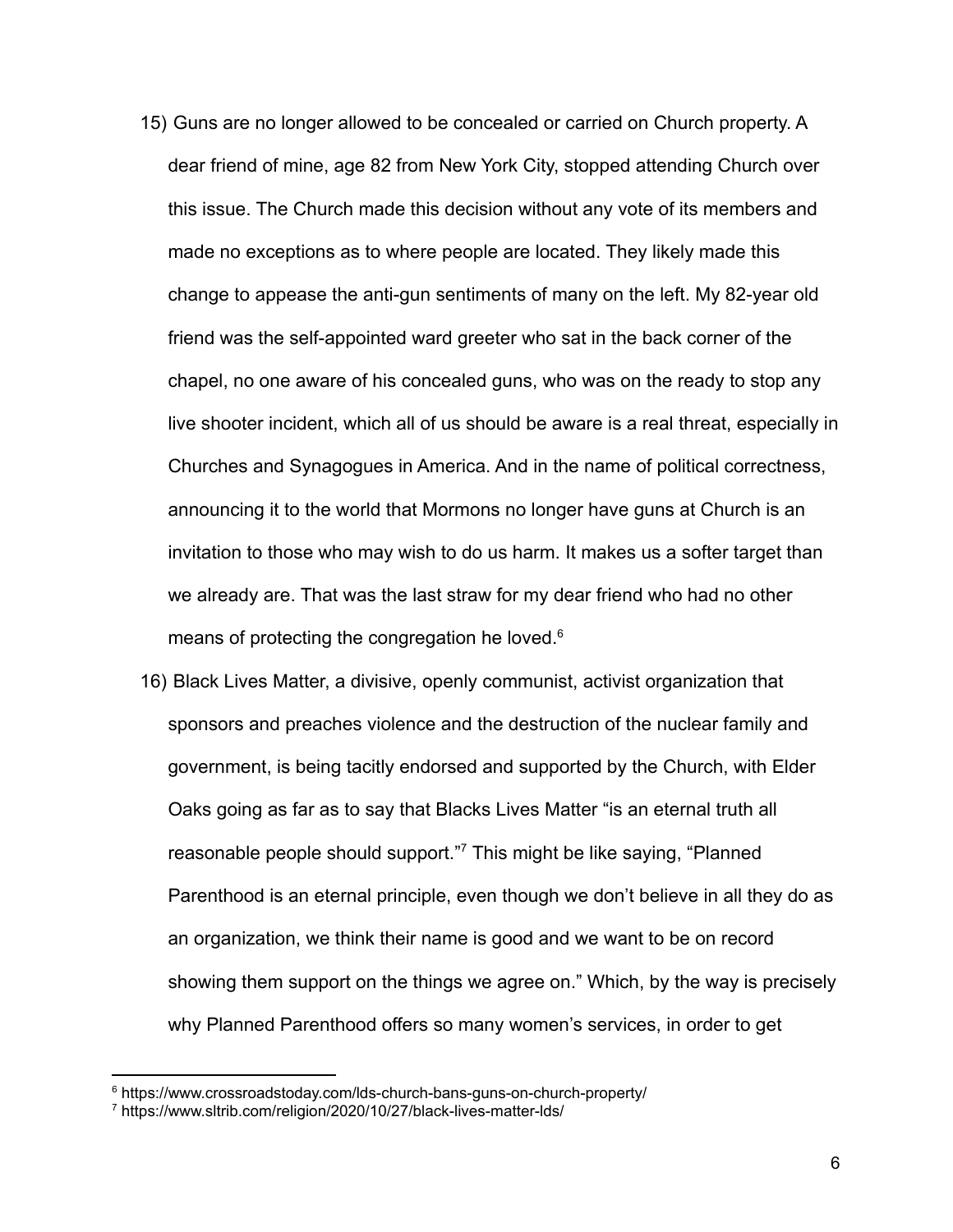15) Guns are no longer allowed to be concealed or carried on Church property. A dear friend of mine, age 82 from New York City, stopped attending Church over this issue. The Church made this decision without any vote of its members and made no exceptions as to where people are located. They likely made this change to appease the anti-gun sentiments of many on the left. My 82-year old friend was the self-appointed ward greeter who sat in the back corner of the chapel, no one aware of his concealed guns, who was on the ready to stop any live shooter incident, which all of us should be aware is a real threat, especially in Churches and Synagogues in America. And in the name of political correctness, announcing it to the world that Mormons no longer have guns at Church is an invitation to those who may wish to do us harm. It makes us a softer target than we already are. That was the last straw for my dear friend who had no other means of protecting the congregation he loved.[6]

16) Black Lives Matter, a divisive, openly communist, activist organization that sponsors and preaches violence and the destruction of the nuclear family and government, is being tacitly endorsed and supported by the Church, with Elder Oaks going as far as to say that Blacks Lives Matter "is an eternal truth all reasonable people should support."[7] This might be like saying, "Planned Parenthood is an eternal principle, even though we don't believe in all they do as an organization, we think their name is good and we want to be on record showing them support on the things we agree on." Which, by the way is precisely why Planned Parenthood offers so many women's services, in order to get

---

[6] https://www.crossroadstoday.com/lds-church-bans-guns-on-church-property/

[7] https://www.sltrib.com/religion/2020/10/27/black-lives-matter-lds/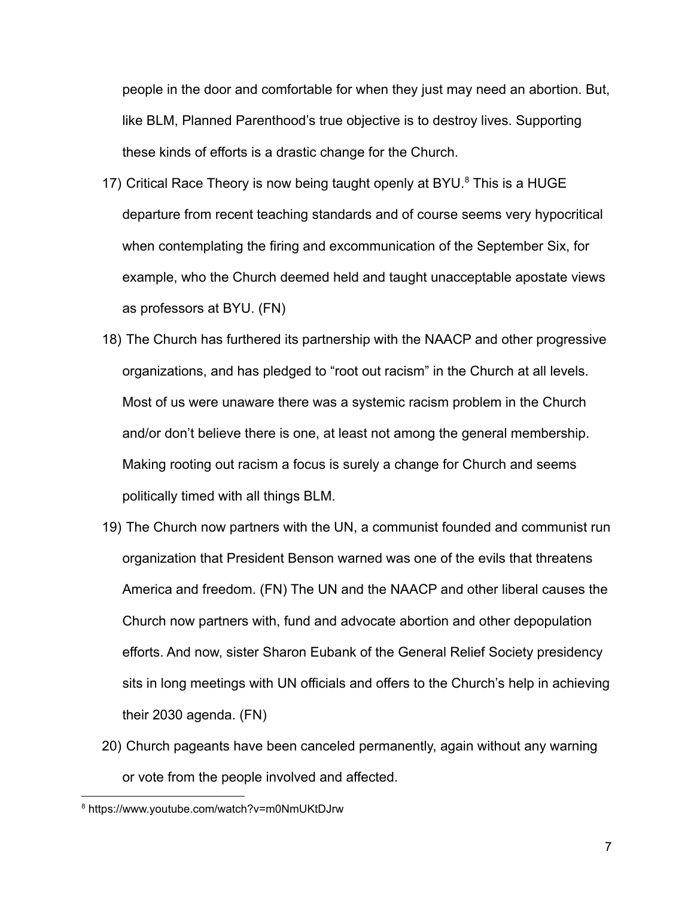people in the door and comfortable for when they just may need an abortion. But, like BLM, Planned Parenthood's true objective is to destroy lives. Supporting these kinds of efforts is a drastic change for the Church.

17) Critical Race Theory is now being taught openly at BYU.[8] This is a HUGE departure from recent teaching standards and of course seems very hypocritical when contemplating the firing and excommunication of the September Six, for example, who the Church deemed held and taught unacceptable apostate views as professors at BYU. (FN)

18) The Church has furthered its partnership with the NAACP and other progressive organizations, and has pledged to "root out racism" in the Church at all levels. Most of us were unaware there was a systemic racism problem in the Church and/or don't believe there is one, at least not among the general membership. Making rooting out racism a focus is surely a change for Church and seems politically timed with all things BLM.

19) The Church now partners with the UN, a communist founded and communist run organization that President Benson warned was one of the evils that threatens America and freedom. (FN) The UN and the NAACP and other liberal causes the Church now partners with, fund and advocate abortion and other depopulation efforts. And now, sister Sharon Eubank of the General Relief Society presidency sits in long meetings with UN officials and offers to the Church's help in achieving their 2030 agenda. (FN)

20) Church pageants have been canceled permanently, again without any warning or vote from the people involved and affected.

---

[8] https://www.youtube.com/watch?v=m0NmUKtDJrw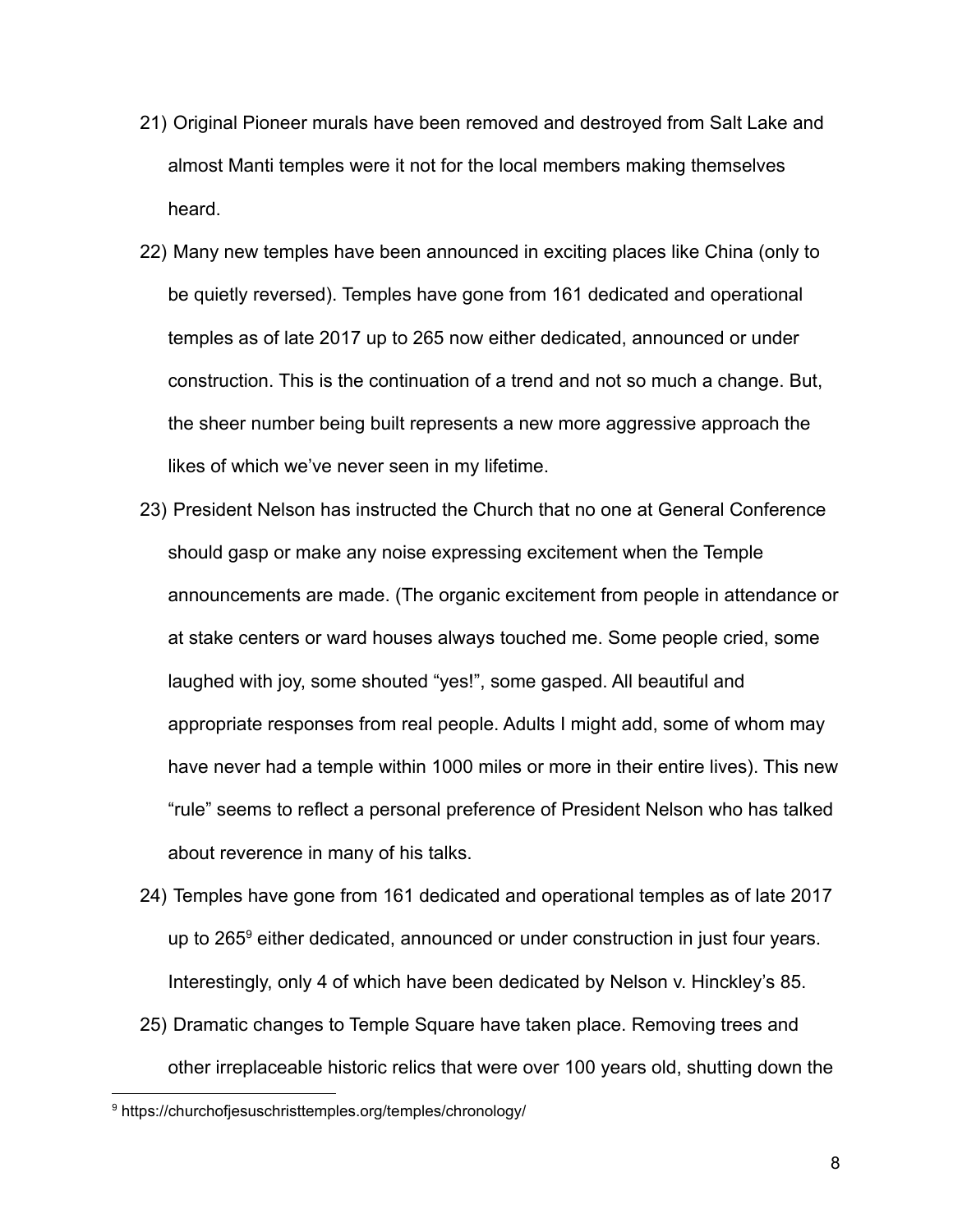21) Original Pioneer murals have been removed and destroyed from Salt Lake and almost Manti temples were it not for the local members making themselves heard.

22) Many new temples have been announced in exciting places like China (only to be quietly reversed). Temples have gone from 161 dedicated and operational temples as of late 2017 up to 265 now either dedicated, announced or under construction. This is the continuation of a trend and not so much a change. But, the sheer number being built represents a new more aggressive approach the likes of which we've never seen in my lifetime.

23) President Nelson has instructed the Church that no one at General Conference should gasp or make any noise expressing excitement when the Temple announcements are made. (The organic excitement from people in attendance or at stake centers or ward houses always touched me. Some people cried, some laughed with joy, some shouted "yes!", some gasped. All beautiful and appropriate responses from real people. Adults I might add, some of whom may have never had a temple within 1000 miles or more in their entire lives). This new "rule" seems to reflect a personal preference of President Nelson who has talked about reverence in many of his talks.

24) Temples have gone from 161 dedicated and operational temples as of late 2017 up to 265[9] either dedicated, announced or under construction in just four years. Interestingly, only 4 of which have been dedicated by Nelson v. Hinckley's 85.

25) Dramatic changes to Temple Square have taken place. Removing trees and other irreplaceable historic relics that were over 100 years old, shutting down the

---

[9] https://churchofjesuschristtemples.org/temples/chronology/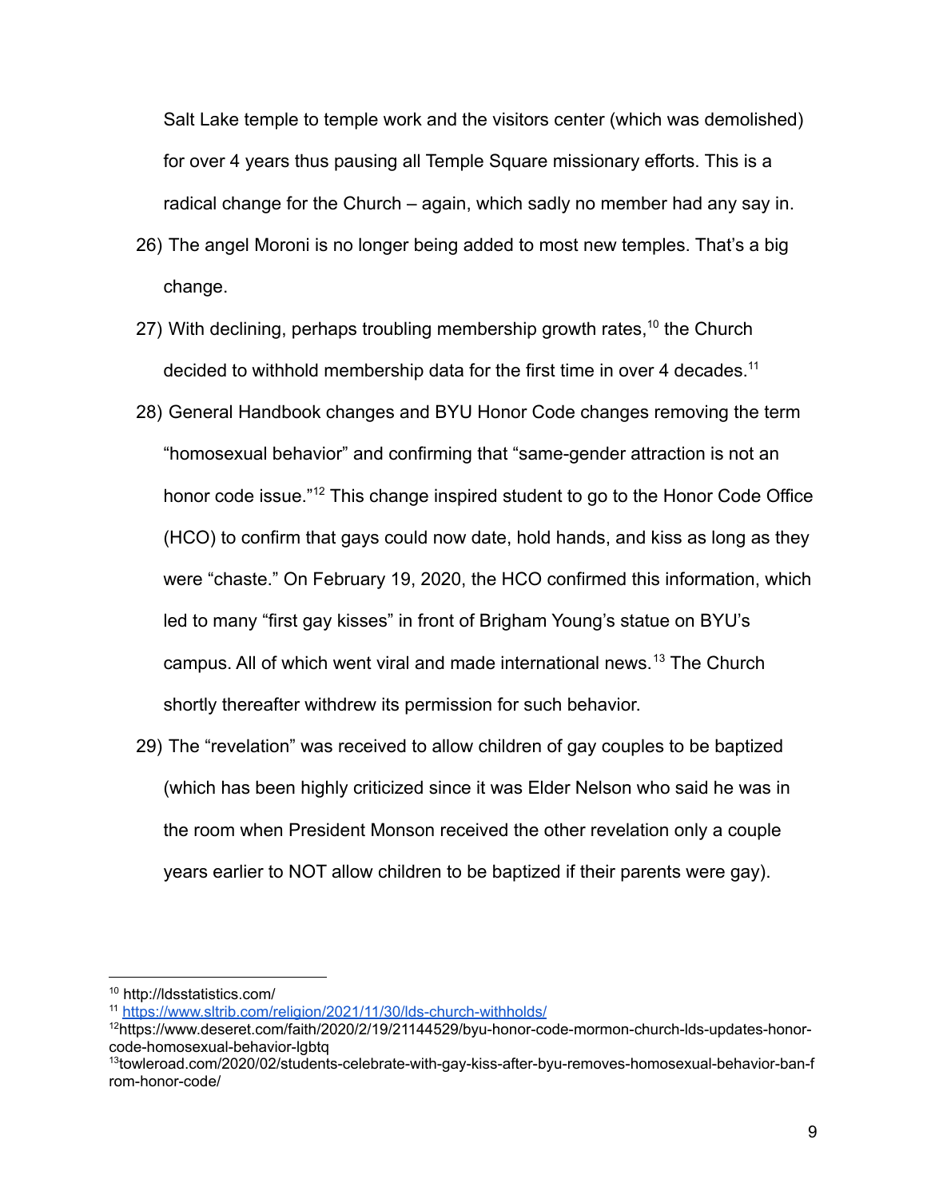Salt Lake temple to temple work and the visitors center (which was demolished) for over 4 years thus pausing all Temple Square missionary efforts. This is a radical change for the Church – again, which sadly no member had any say in.

26) The angel Moroni is no longer being added to most new temples. That's a big change.

27) With declining, perhaps troubling membership growth rates,[10] the Church decided to withhold membership data for the first time in over 4 decades.[11]

28) General Handbook changes and BYU Honor Code changes removing the term "homosexual behavior" and confirming that "same-gender attraction is not an honor code issue."[12] This change inspired student to go to the Honor Code Office (HCO) to confirm that gays could now date, hold hands, and kiss as long as they were "chaste." On February 19, 2020, the HCO confirmed this information, which led to many "first gay kisses" in front of Brigham Young's statue on BYU's campus. All of which went viral and made international news.[13] The Church shortly thereafter withdrew its permission for such behavior.

29) The "revelation" was received to allow children of gay couples to be baptized (which has been highly criticized since it was Elder Nelson who said he was in the room when President Monson received the other revelation only a couple years earlier to NOT allow children to be baptized if their parents were gay).

---

[10] http://ldsstatistics.com/

[11] https://www.sltrib.com/religion/2021/11/30/lds-church-withholds/

[12] https://www.deseret.com/faith/2020/2/19/21144529/byu-honor-code-mormon-church-lds-updates-honor-code-homosexual-behavior-lgbtq

[13] towleroad.com/2020/02/students-celebrate-with-gay-kiss-after-byu-removes-homosexual-behavior-ban-from-honor-code/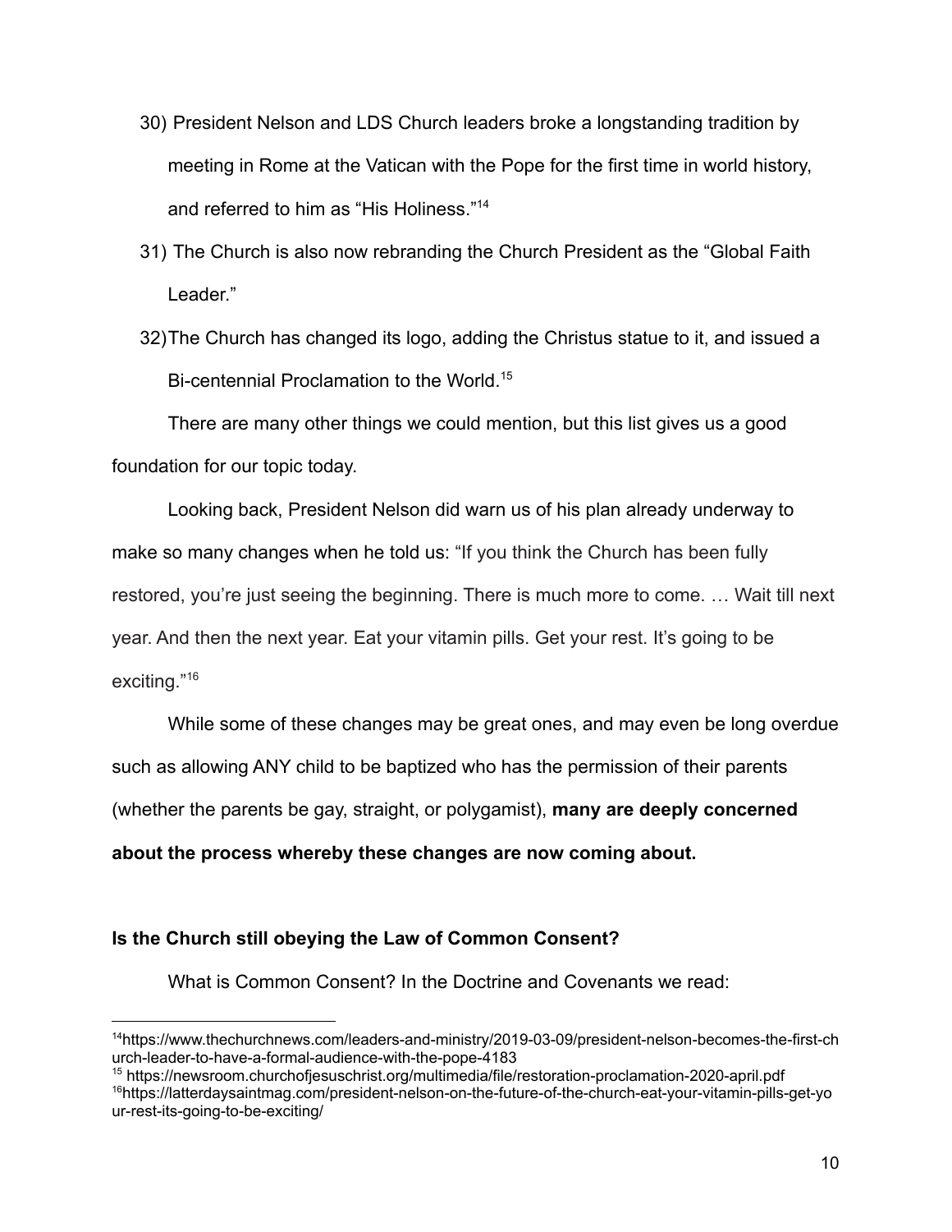30) President Nelson and LDS Church leaders broke a longstanding tradition by meeting in Rome at the Vatican with the Pope for the first time in world history, and referred to him as "His Holiness."[14]

31) The Church is also now rebranding the Church President as the "Global Faith Leader."

32) The Church has changed its logo, adding the Christus statue to it, and issued a Bi-centennial Proclamation to the World.[15]

There are many other things we could mention, but this list gives us a good foundation for our topic today.

Looking back, President Nelson did warn us of his plan already underway to make so many changes when he told us: "If you think the Church has been fully restored, you're just seeing the beginning. There is much more to come. … Wait till next year. And then the next year. Eat your vitamin pills. Get your rest. It's going to be exciting."[16]

While some of these changes may be great ones, and may even be long overdue such as allowing ANY child to be baptized who has the permission of their parents (whether the parents be gay, straight, or polygamist), **many are deeply concerned about the process whereby these changes are now coming about.**

**Is the Church still obeying the Law of Common Consent?**

What is Common Consent? In the Doctrine and Covenants we read:

---

[14] https://www.thechurchnews.com/leaders-and-ministry/2019-03-09/president-nelson-becomes-the-first-church-leader-to-have-a-formal-audience-with-the-pope-4183

[15] https://newsroom.churchofjesuschrist.org/multimedia/file/restoration-proclamation-2020-april.pdf

[16] https://latterdaysaintmag.com/president-nelson-on-the-future-of-the-church-eat-your-vitamin-pills-get-your-rest-its-going-to-be-exciting/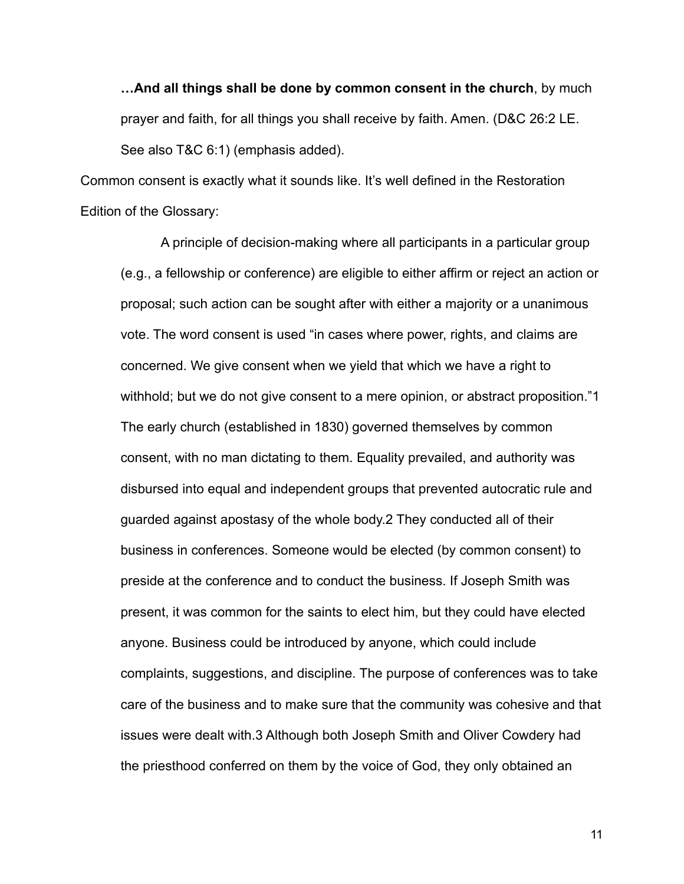> **…And all things shall be done by common consent in the church**, by much prayer and faith, for all things you shall receive by faith. Amen. (D&C 26:2 LE. See also T&C 6:1) (emphasis added).

Common consent is exactly what it sounds like. It's well defined in the Restoration Edition of the Glossary:

> A principle of decision-making where all participants in a particular group (e.g., a fellowship or conference) are eligible to either affirm or reject an action or proposal; such action can be sought after with either a majority or a unanimous vote. The word consent is used "in cases where power, rights, and claims are concerned. We give consent when we yield that which we have a right to withhold; but we do not give consent to a mere opinion, or abstract proposition."[1] The early church (established in 1830) governed themselves by common consent, with no man dictating to them. Equality prevailed, and authority was disbursed into equal and independent groups that prevented autocratic rule and guarded against apostasy of the whole body.[2] They conducted all of their business in conferences. Someone would be elected (by common consent) to preside at the conference and to conduct the business. If Joseph Smith was present, it was common for the saints to elect him, but they could have elected anyone. Business could be introduced by anyone, which could include complaints, suggestions, and discipline. The purpose of conferences was to take care of the business and to make sure that the community was cohesive and that issues were dealt with.[3] Although both Joseph Smith and Oliver Cowdery had the priesthood conferred on them by the voice of God, they only obtained an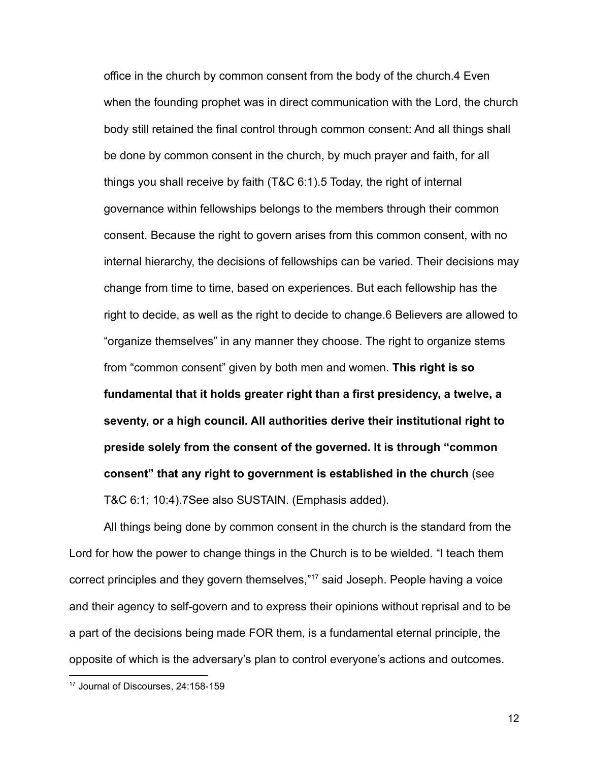office in the church by common consent from the body of the church.4 Even when the founding prophet was in direct communication with the Lord, the church body still retained the final control through common consent: And all things shall be done by common consent in the church, by much prayer and faith, for all things you shall receive by faith (T&C 6:1).5 Today, the right of internal governance within fellowships belongs to the members through their common consent. Because the right to govern arises from this common consent, with no internal hierarchy, the decisions of fellowships can be varied. Their decisions may change from time to time, based on experiences. But each fellowship has the right to decide, as well as the right to decide to change.6 Believers are allowed to "organize themselves" in any manner they choose. The right to organize stems from "common consent" given by both men and women. **This right is so fundamental that it holds greater right than a first presidency, a twelve, a seventy, or a high council. All authorities derive their institutional right to preside solely from the consent of the governed. It is through "common consent" that any right to government is established in the church** (see T&C 6:1; 10:4).7See also SUSTAIN. (Emphasis added).

All things being done by common consent in the church is the standard from the Lord for how the power to change things in the Church is to be wielded. "I teach them correct principles and they govern themselves,"[17] said Joseph. People having a voice and their agency to self-govern and to express their opinions without reprisal and to be a part of the decisions being made FOR them, is a fundamental eternal principle, the opposite of which is the adversary's plan to control everyone's actions and outcomes.

---

[17] Journal of Discourses, 24:158-159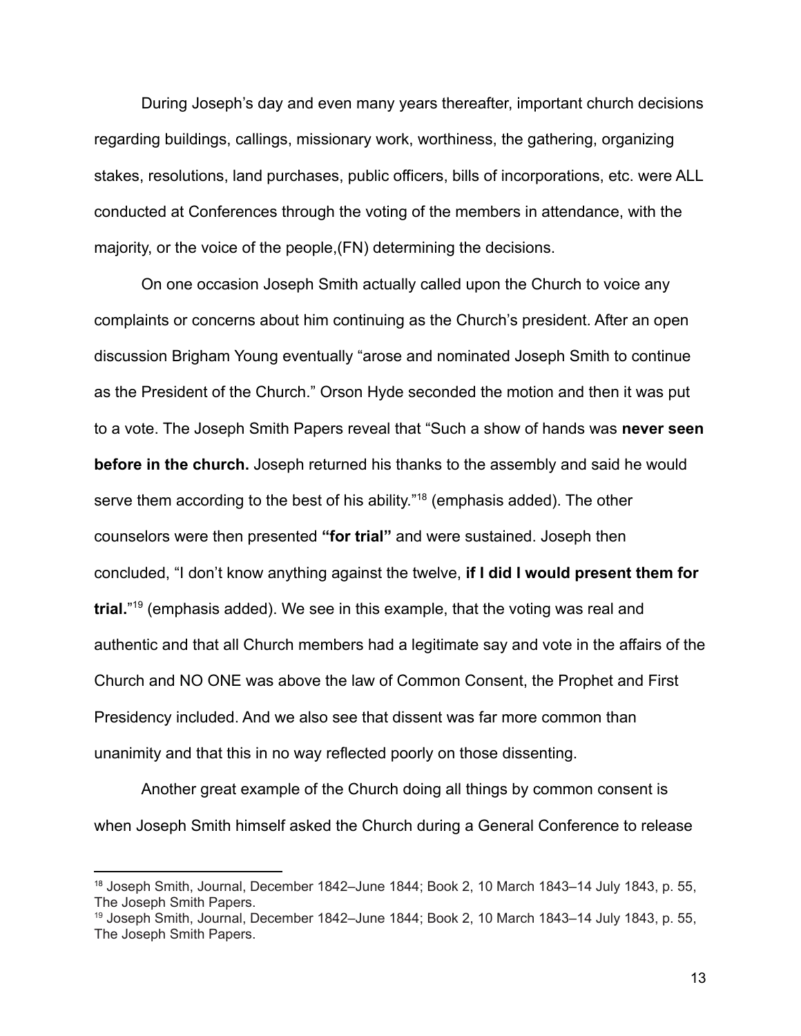During Joseph's day and even many years thereafter, important church decisions regarding buildings, callings, missionary work, worthiness, the gathering, organizing stakes, resolutions, land purchases, public officers, bills of incorporations, etc. were ALL conducted at Conferences through the voting of the members in attendance, with the majority, or the voice of the people,(FN) determining the decisions.

On one occasion Joseph Smith actually called upon the Church to voice any complaints or concerns about him continuing as the Church's president. After an open discussion Brigham Young eventually "arose and nominated Joseph Smith to continue as the President of the Church." Orson Hyde seconded the motion and then it was put to a vote. The Joseph Smith Papers reveal that "Such a show of hands was **never seen before in the church.** Joseph returned his thanks to the assembly and said he would serve them according to the best of his ability."[18] (emphasis added). The other counselors were then presented **"for trial"** and were sustained. Joseph then concluded, "I don't know anything against the twelve, **if I did I would present them for trial.**"[19] (emphasis added). We see in this example, that the voting was real and authentic and that all Church members had a legitimate say and vote in the affairs of the Church and NO ONE was above the law of Common Consent, the Prophet and First Presidency included. And we also see that dissent was far more common than unanimity and that this in no way reflected poorly on those dissenting.

Another great example of the Church doing all things by common consent is when Joseph Smith himself asked the Church during a General Conference to release

---

[18] Joseph Smith, Journal, December 1842–June 1844; Book 2, 10 March 1843–14 July 1843, p. 55, The Joseph Smith Papers.

[19] Joseph Smith, Journal, December 1842–June 1844; Book 2, 10 March 1843–14 July 1843, p. 55, The Joseph Smith Papers.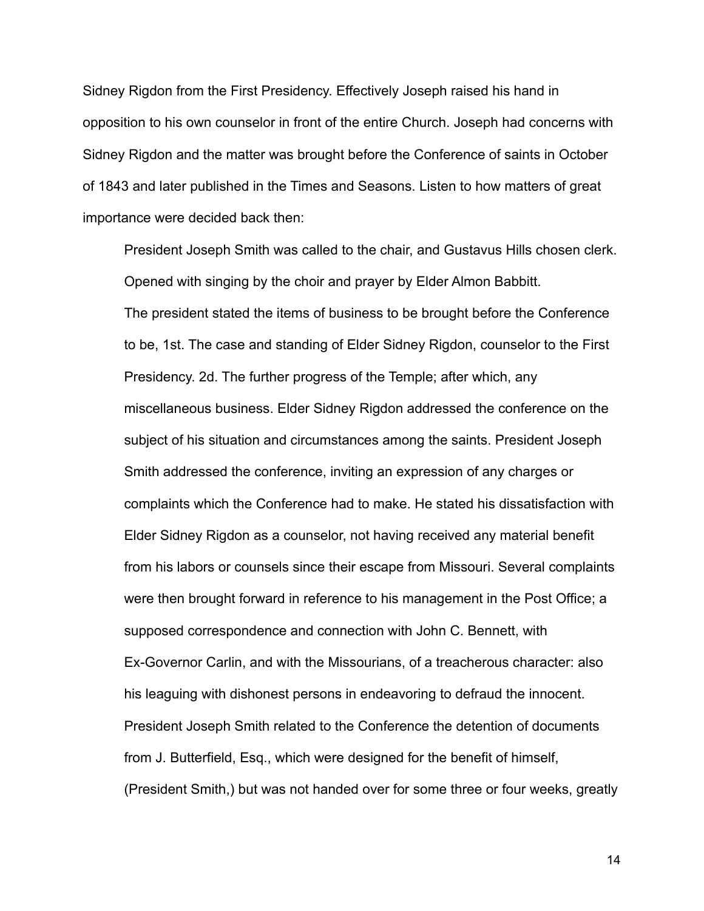Sidney Rigdon from the First Presidency. Effectively Joseph raised his hand in opposition to his own counselor in front of the entire Church. Joseph had concerns with Sidney Rigdon and the matter was brought before the Conference of saints in October of 1843 and later published in the Times and Seasons. Listen to how matters of great importance were decided back then:

> President Joseph Smith was called to the chair, and Gustavus Hills chosen clerk. Opened with singing by the choir and prayer by Elder Almon Babbitt.
> The president stated the items of business to be brought before the Conference to be, 1st. The case and standing of Elder Sidney Rigdon, counselor to the First Presidency. 2d. The further progress of the Temple; after which, any miscellaneous business. Elder Sidney Rigdon addressed the conference on the subject of his situation and circumstances among the saints. President Joseph Smith addressed the conference, inviting an expression of any charges or complaints which the Conference had to make. He stated his dissatisfaction with Elder Sidney Rigdon as a counselor, not having received any material benefit from his labors or counsels since their escape from Missouri. Several complaints were then brought forward in reference to his management in the Post Office; a supposed correspondence and connection with John C. Bennett, with Ex-Governor Carlin, and with the Missourians, of a treacherous character: also his leaguing with dishonest persons in endeavoring to defraud the innocent. President Joseph Smith related to the Conference the detention of documents from J. Butterfield, Esq., which were designed for the benefit of himself, (President Smith,) but was not handed over for some three or four weeks, greatly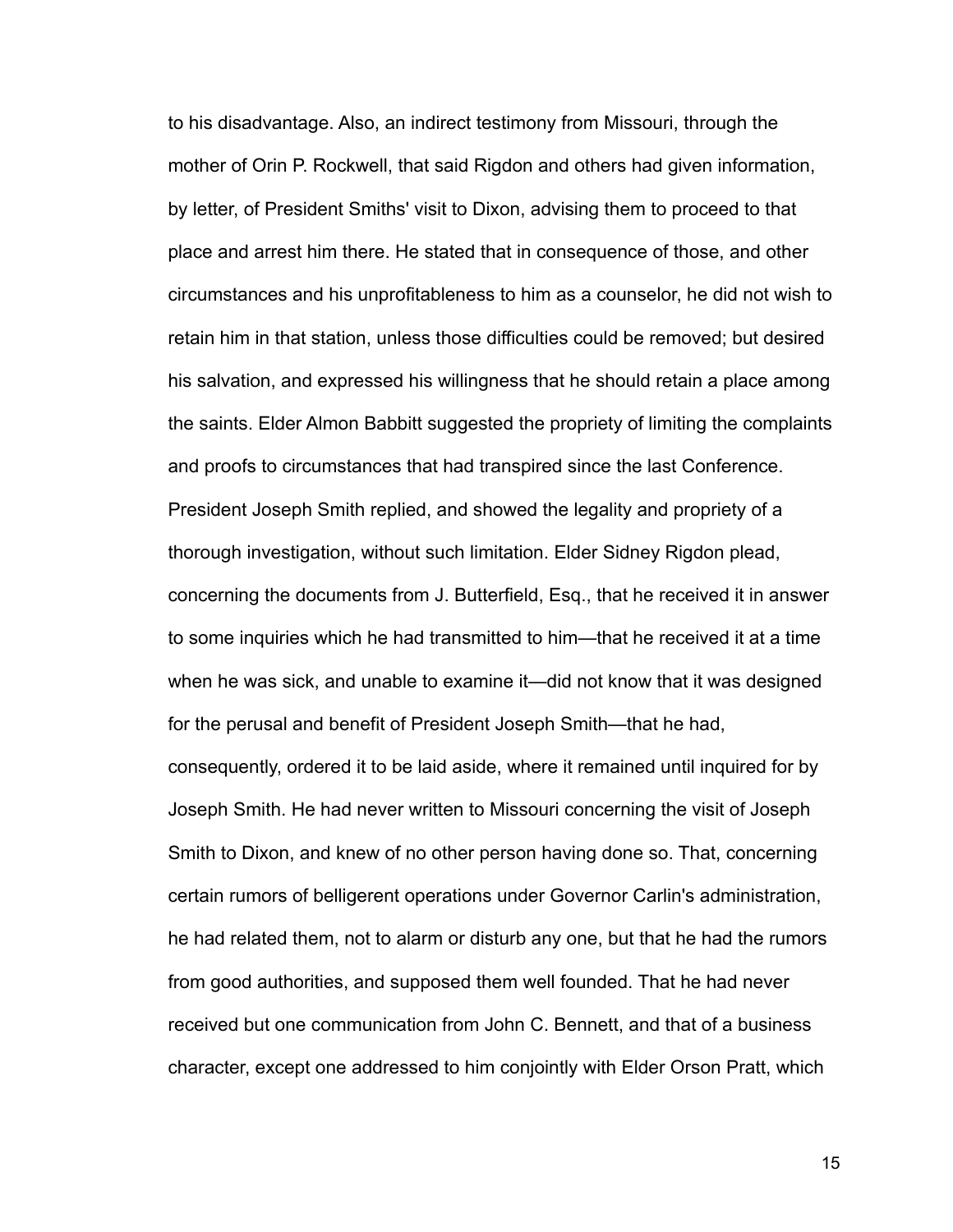to his disadvantage. Also, an indirect testimony from Missouri, through the mother of Orin P. Rockwell, that said Rigdon and others had given information, by letter, of President Smiths' visit to Dixon, advising them to proceed to that place and arrest him there. He stated that in consequence of those, and other circumstances and his unprofitableness to him as a counselor, he did not wish to retain him in that station, unless those difficulties could be removed; but desired his salvation, and expressed his willingness that he should retain a place among the saints. Elder Almon Babbitt suggested the propriety of limiting the complaints and proofs to circumstances that had transpired since the last Conference. President Joseph Smith replied, and showed the legality and propriety of a thorough investigation, without such limitation. Elder Sidney Rigdon plead, concerning the documents from J. Butterfield, Esq., that he received it in answer to some inquiries which he had transmitted to him—that he received it at a time when he was sick, and unable to examine it—did not know that it was designed for the perusal and benefit of President Joseph Smith—that he had, consequently, ordered it to be laid aside, where it remained until inquired for by Joseph Smith. He had never written to Missouri concerning the visit of Joseph Smith to Dixon, and knew of no other person having done so. That, concerning certain rumors of belligerent operations under Governor Carlin's administration, he had related them, not to alarm or disturb any one, but that he had the rumors from good authorities, and supposed them well founded. That he had never received but one communication from John C. Bennett, and that of a business character, except one addressed to him conjointly with Elder Orson Pratt, which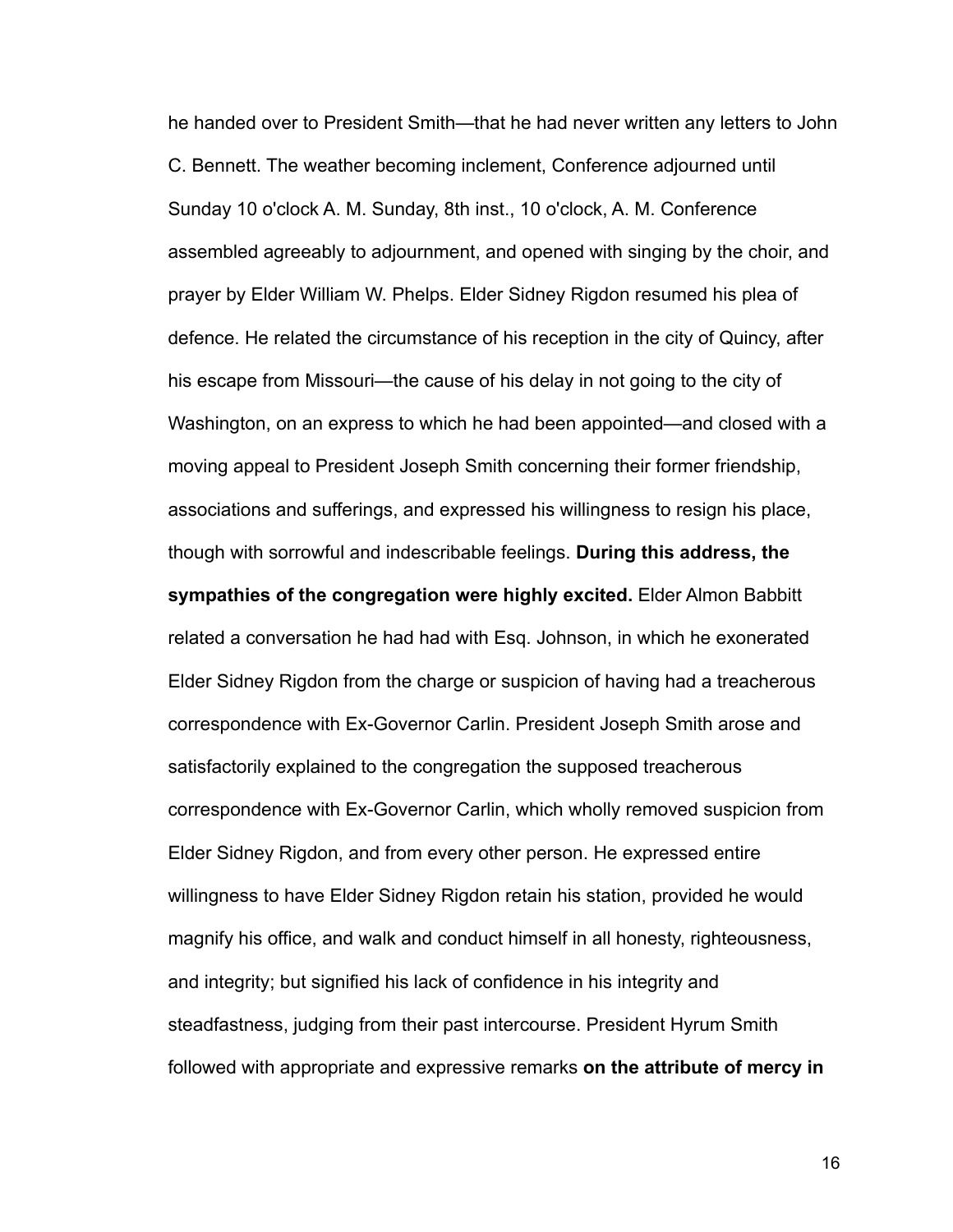he handed over to President Smith—that he had never written any letters to John C. Bennett. The weather becoming inclement, Conference adjourned until Sunday 10 o'clock A. M. Sunday, 8th inst., 10 o'clock, A. M. Conference assembled agreeably to adjournment, and opened with singing by the choir, and prayer by Elder William W. Phelps. Elder Sidney Rigdon resumed his plea of defence. He related the circumstance of his reception in the city of Quincy, after his escape from Missouri—the cause of his delay in not going to the city of Washington, on an express to which he had been appointed—and closed with a moving appeal to President Joseph Smith concerning their former friendship, associations and sufferings, and expressed his willingness to resign his place, though with sorrowful and indescribable feelings. **During this address, the sympathies of the congregation were highly excited.** Elder Almon Babbitt related a conversation he had had with Esq. Johnson, in which he exonerated Elder Sidney Rigdon from the charge or suspicion of having had a treacherous correspondence with Ex-Governor Carlin. President Joseph Smith arose and satisfactorily explained to the congregation the supposed treacherous correspondence with Ex-Governor Carlin, which wholly removed suspicion from Elder Sidney Rigdon, and from every other person. He expressed entire willingness to have Elder Sidney Rigdon retain his station, provided he would magnify his office, and walk and conduct himself in all honesty, righteousness, and integrity; but signified his lack of confidence in his integrity and steadfastness, judging from their past intercourse. President Hyrum Smith followed with appropriate and expressive remarks **on the attribute of mercy in**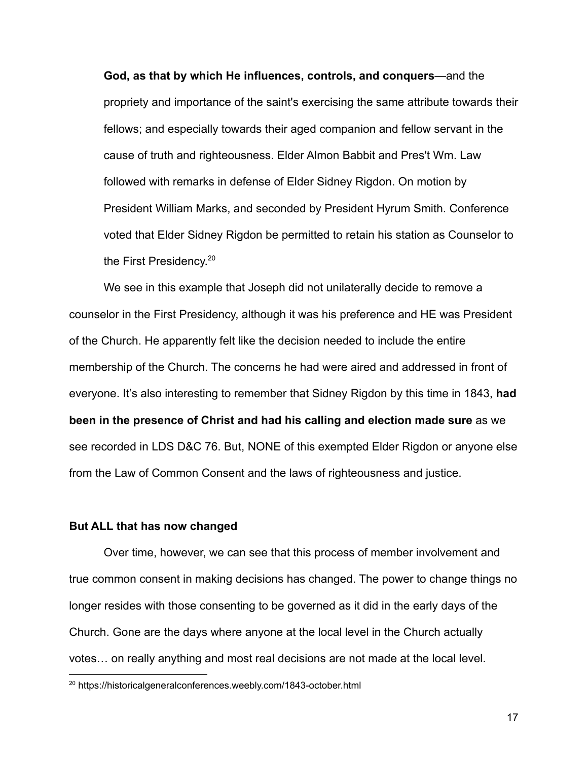**God, as that by which He influences, controls, and conquers**—and the propriety and importance of the saint's exercising the same attribute towards their fellows; and especially towards their aged companion and fellow servant in the cause of truth and righteousness. Elder Almon Babbit and Pres't Wm. Law followed with remarks in defense of Elder Sidney Rigdon. On motion by President William Marks, and seconded by President Hyrum Smith. Conference voted that Elder Sidney Rigdon be permitted to retain his station as Counselor to the First Presidency.[20]

We see in this example that Joseph did not unilaterally decide to remove a counselor in the First Presidency, although it was his preference and HE was President of the Church. He apparently felt like the decision needed to include the entire membership of the Church. The concerns he had were aired and addressed in front of everyone. It's also interesting to remember that Sidney Rigdon by this time in 1843, **had been in the presence of Christ and had his calling and election made sure** as we see recorded in LDS D&C 76. But, NONE of this exempted Elder Rigdon or anyone else from the Law of Common Consent and the laws of righteousness and justice.

**But ALL that has now changed**

Over time, however, we can see that this process of member involvement and true common consent in making decisions has changed. The power to change things no longer resides with those consenting to be governed as it did in the early days of the Church. Gone are the days where anyone at the local level in the Church actually votes… on really anything and most real decisions are not made at the local level.

---

[20] https://historicalgeneralconferences.weebly.com/1843-october.html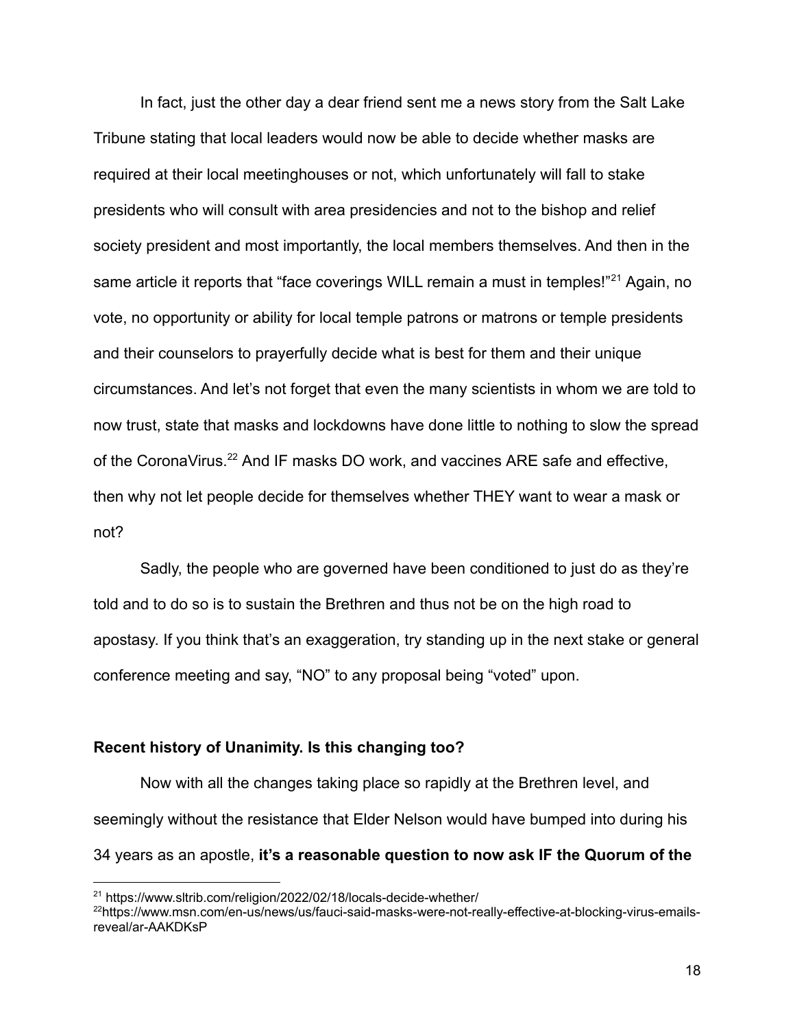In fact, just the other day a dear friend sent me a news story from the Salt Lake Tribune stating that local leaders would now be able to decide whether masks are required at their local meetinghouses or not, which unfortunately will fall to stake presidents who will consult with area presidencies and not to the bishop and relief society president and most importantly, the local members themselves. And then in the same article it reports that "face coverings WILL remain a must in temples!"[21] Again, no vote, no opportunity or ability for local temple patrons or matrons or temple presidents and their counselors to prayerfully decide what is best for them and their unique circumstances. And let's not forget that even the many scientists in whom we are told to now trust, state that masks and lockdowns have done little to nothing to slow the spread of the CoronaVirus.[22] And IF masks DO work, and vaccines ARE safe and effective, then why not let people decide for themselves whether THEY want to wear a mask or not?

Sadly, the people who are governed have been conditioned to just do as they're told and to do so is to sustain the Brethren and thus not be on the high road to apostasy. If you think that's an exaggeration, try standing up in the next stake or general conference meeting and say, "NO" to any proposal being "voted" upon.

**Recent history of Unanimity. Is this changing too?**

Now with all the changes taking place so rapidly at the Brethren level, and seemingly without the resistance that Elder Nelson would have bumped into during his 34 years as an apostle, **it's a reasonable question to now ask IF the Quorum of the**

---

[21] https://www.sltrib.com/religion/2022/02/18/locals-decide-whether/

[22] https://www.msn.com/en-us/news/us/fauci-said-masks-were-not-really-effective-at-blocking-virus-emails-reveal/ar-AAKDKsP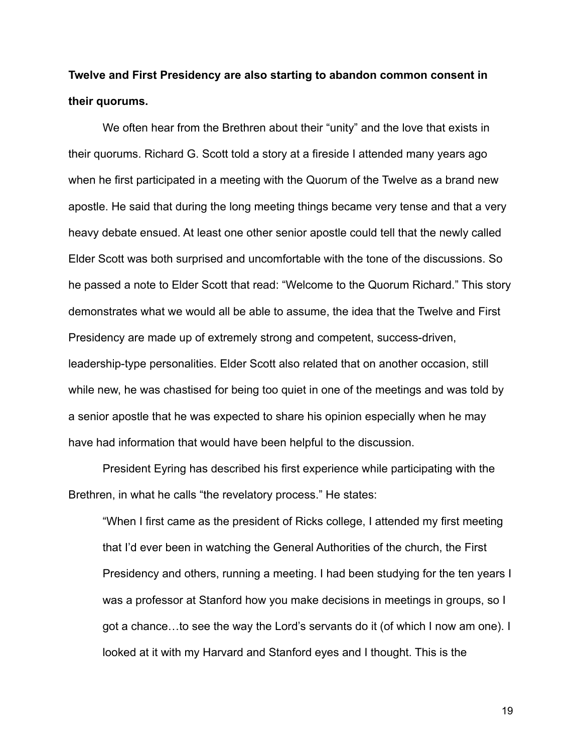**Twelve and First Presidency are also starting to abandon common consent in their quorums.**

We often hear from the Brethren about their "unity" and the love that exists in their quorums. Richard G. Scott told a story at a fireside I attended many years ago when he first participated in a meeting with the Quorum of the Twelve as a brand new apostle. He said that during the long meeting things became very tense and that a very heavy debate ensued. At least one other senior apostle could tell that the newly called Elder Scott was both surprised and uncomfortable with the tone of the discussions. So he passed a note to Elder Scott that read: "Welcome to the Quorum Richard." This story demonstrates what we would all be able to assume, the idea that the Twelve and First Presidency are made up of extremely strong and competent, success-driven, leadership-type personalities. Elder Scott also related that on another occasion, still while new, he was chastised for being too quiet in one of the meetings and was told by a senior apostle that he was expected to share his opinion especially when he may have had information that would have been helpful to the discussion.

President Eyring has described his first experience while participating with the Brethren, in what he calls "the revelatory process." He states:

> "When I first came as the president of Ricks college, I attended my first meeting that I'd ever been in watching the General Authorities of the church, the First Presidency and others, running a meeting. I had been studying for the ten years I was a professor at Stanford how you make decisions in meetings in groups, so I got a chance…to see the way the Lord's servants do it (of which I now am one). I looked at it with my Harvard and Stanford eyes and I thought. This is the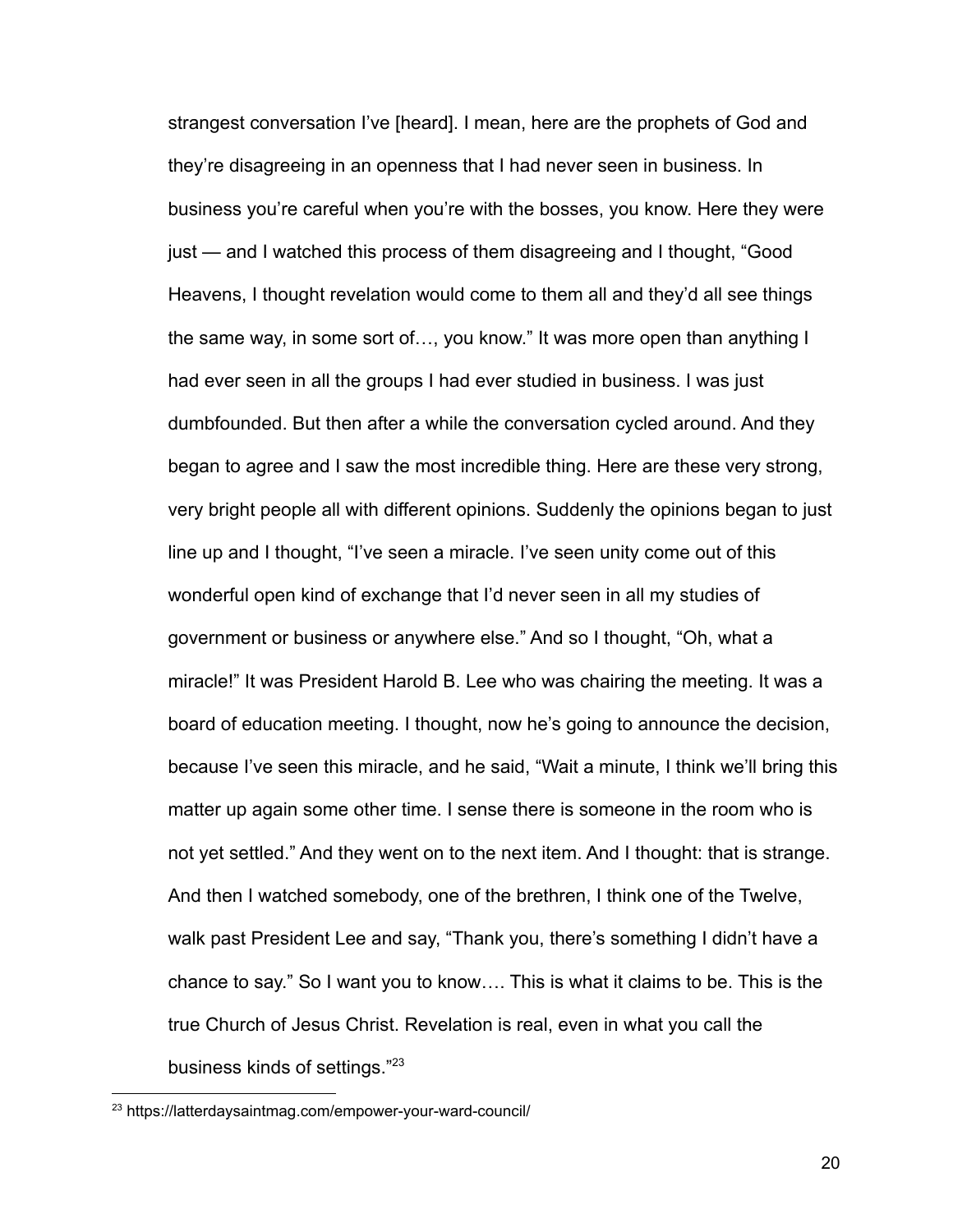strangest conversation I've [heard]. I mean, here are the prophets of God and they're disagreeing in an openness that I had never seen in business. In business you're careful when you're with the bosses, you know. Here they were just — and I watched this process of them disagreeing and I thought, "Good Heavens, I thought revelation would come to them all and they'd all see things the same way, in some sort of…, you know." It was more open than anything I had ever seen in all the groups I had ever studied in business. I was just dumbfounded. But then after a while the conversation cycled around. And they began to agree and I saw the most incredible thing. Here are these very strong, very bright people all with different opinions. Suddenly the opinions began to just line up and I thought, "I've seen a miracle. I've seen unity come out of this wonderful open kind of exchange that I'd never seen in all my studies of government or business or anywhere else." And so I thought, "Oh, what a miracle!" It was President Harold B. Lee who was chairing the meeting. It was a board of education meeting. I thought, now he's going to announce the decision, because I've seen this miracle, and he said, "Wait a minute, I think we'll bring this matter up again some other time. I sense there is someone in the room who is not yet settled." And they went on to the next item. And I thought: that is strange. And then I watched somebody, one of the brethren, I think one of the Twelve, walk past President Lee and say, "Thank you, there's something I didn't have a chance to say." So I want you to know…. This is what it claims to be. This is the true Church of Jesus Christ. Revelation is real, even in what you call the business kinds of settings."[23]

[23] https://latterdaysaintmag.com/empower-your-ward-council/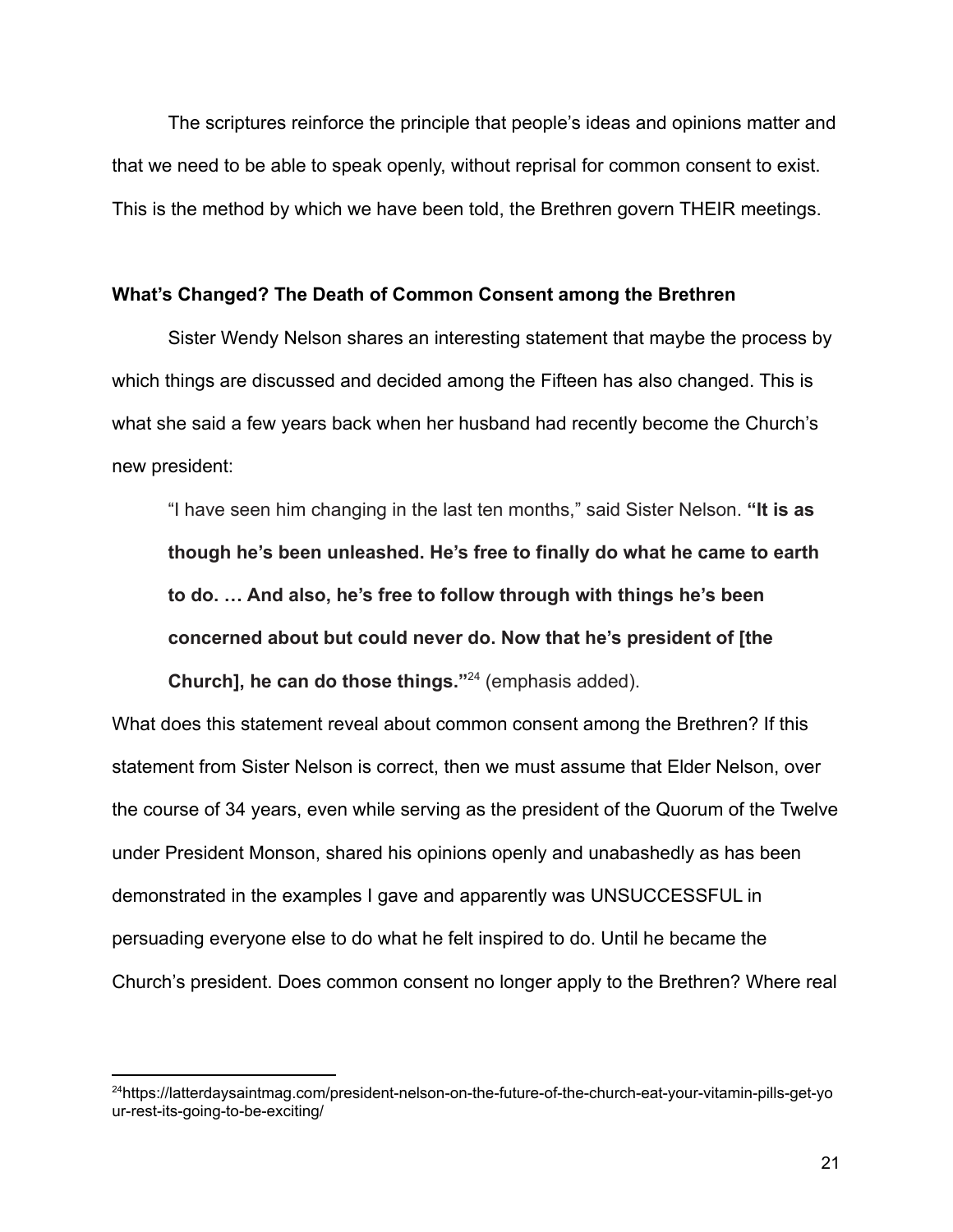The scriptures reinforce the principle that people's ideas and opinions matter and that we need to be able to speak openly, without reprisal for common consent to exist. This is the method by which we have been told, the Brethren govern THEIR meetings.

**What's Changed? The Death of Common Consent among the Brethren**

Sister Wendy Nelson shares an interesting statement that maybe the process by which things are discussed and decided among the Fifteen has also changed. This is what she said a few years back when her husband had recently become the Church's new president:

> "I have seen him changing in the last ten months," said Sister Nelson. **"It is as though he's been unleashed. He's free to finally do what he came to earth to do. … And also, he's free to follow through with things he's been concerned about but could never do. Now that he's president of [the Church], he can do those things."**[24] (emphasis added).

What does this statement reveal about common consent among the Brethren? If this statement from Sister Nelson is correct, then we must assume that Elder Nelson, over the course of 34 years, even while serving as the president of the Quorum of the Twelve under President Monson, shared his opinions openly and unabashedly as has been demonstrated in the examples I gave and apparently was UNSUCCESSFUL in persuading everyone else to do what he felt inspired to do. Until he became the Church's president. Does common consent no longer apply to the Brethren? Where real

---

[24] https://latterdaysaintmag.com/president-nelson-on-the-future-of-the-church-eat-your-vitamin-pills-get-your-rest-its-going-to-be-exciting/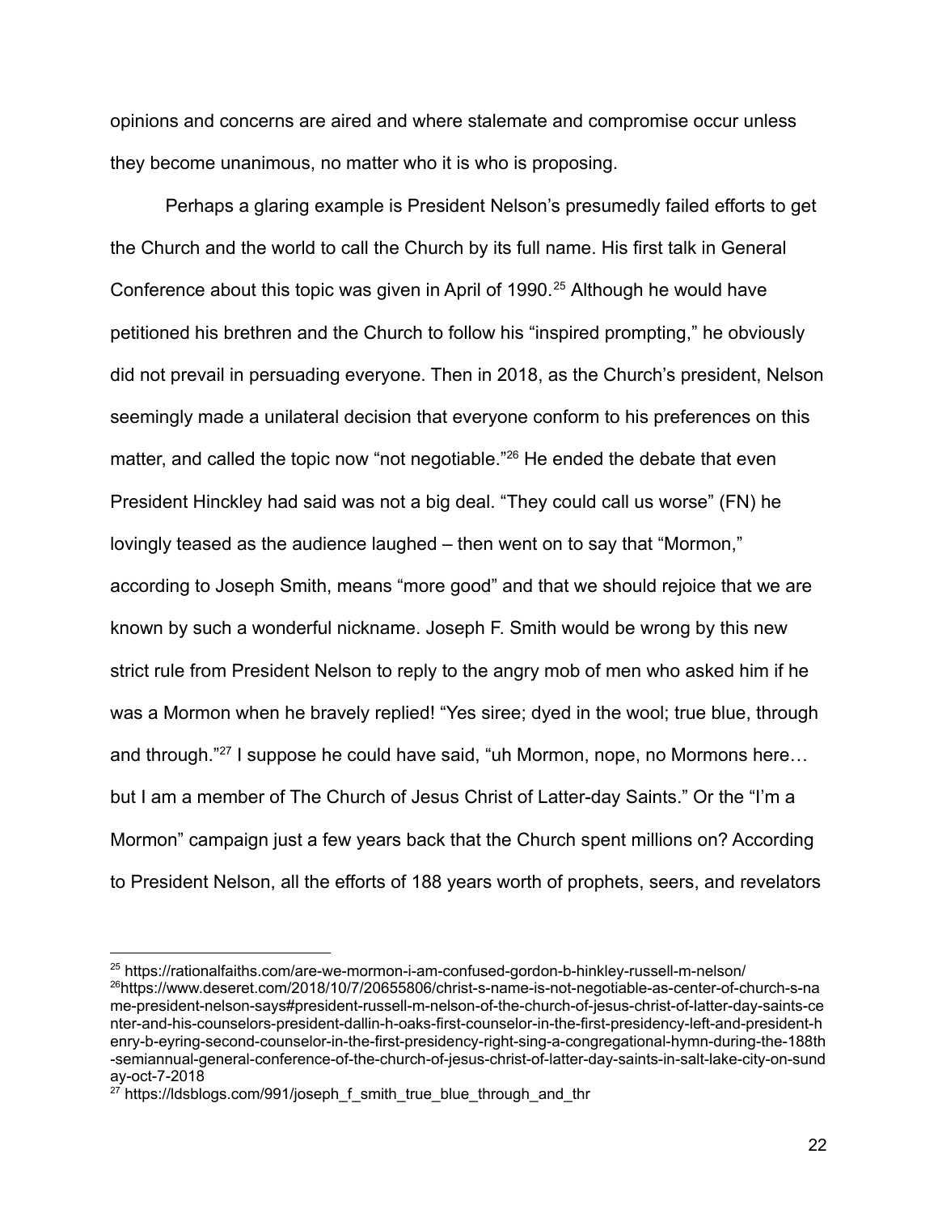opinions and concerns are aired and where stalemate and compromise occur unless they become unanimous, no matter who it is who is proposing.

Perhaps a glaring example is President Nelson's presumedly failed efforts to get the Church and the world to call the Church by its full name. His first talk in General Conference about this topic was given in April of 1990.[25] Although he would have petitioned his brethren and the Church to follow his "inspired prompting," he obviously did not prevail in persuading everyone. Then in 2018, as the Church's president, Nelson seemingly made a unilateral decision that everyone conform to his preferences on this matter, and called the topic now "not negotiable."[26] He ended the debate that even President Hinckley had said was not a big deal. "They could call us worse" (FN) he lovingly teased as the audience laughed – then went on to say that "Mormon," according to Joseph Smith, means "more good" and that we should rejoice that we are known by such a wonderful nickname. Joseph F. Smith would be wrong by this new strict rule from President Nelson to reply to the angry mob of men who asked him if he was a Mormon when he bravely replied! "Yes siree; dyed in the wool; true blue, through and through."[27] I suppose he could have said, "uh Mormon, nope, no Mormons here… but I am a member of The Church of Jesus Christ of Latter-day Saints." Or the "I'm a Mormon" campaign just a few years back that the Church spent millions on? According to President Nelson, all the efforts of 188 years worth of prophets, seers, and revelators

---

[25] https://rationalfaiths.com/are-we-mormon-i-am-confused-gordon-b-hinkley-russell-m-nelson/

[26] https://www.deseret.com/2018/10/7/20655806/christ-s-name-is-not-negotiable-as-center-of-church-s-name-president-nelson-says#president-russell-m-nelson-of-the-church-of-jesus-christ-of-latter-day-saints-center-and-his-counselors-president-dallin-h-oaks-first-counselor-in-the-first-presidency-left-and-president-henry-b-eyring-second-counselor-in-the-first-presidency-right-sing-a-congregational-hymn-during-the-188th-semiannual-general-conference-of-the-church-of-jesus-christ-of-latter-day-saints-in-salt-lake-city-on-sunday-oct-7-2018

[27] https://ldsblogs.com/991/joseph_f_smith_true_blue_through_and_thr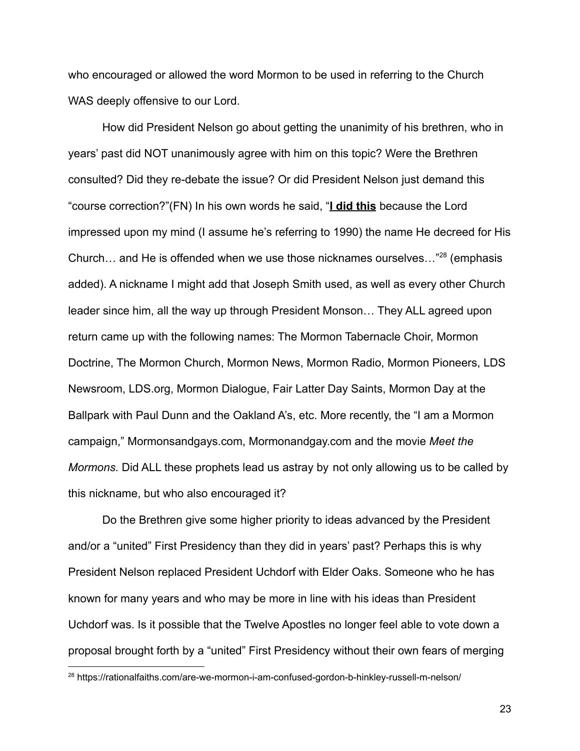who encouraged or allowed the word Mormon to be used in referring to the Church WAS deeply offensive to our Lord.

How did President Nelson go about getting the unanimity of his brethren, who in years' past did NOT unanimously agree with him on this topic? Were the Brethren consulted? Did they re-debate the issue? Or did President Nelson just demand this "course correction?"(FN) In his own words he said, "**<u>I did this</u>** because the Lord impressed upon my mind (I assume he's referring to 1990) the name He decreed for His Church… and He is offended when we use those nicknames ourselves…"[28] (emphasis added). A nickname I might add that Joseph Smith used, as well as every other Church leader since him, all the way up through President Monson… They ALL agreed upon return came up with the following names: The Mormon Tabernacle Choir, Mormon Doctrine, The Mormon Church, Mormon News, Mormon Radio, Mormon Pioneers, LDS Newsroom, LDS.org, Mormon Dialogue, Fair Latter Day Saints, Mormon Day at the Ballpark with Paul Dunn and the Oakland A's, etc. More recently, the "I am a Mormon campaign," Mormonsandgays.com, Mormonandgay.com and the movie *Meet the Mormons.* Did ALL these prophets lead us astray by not only allowing us to be called by this nickname, but who also encouraged it?

Do the Brethren give some higher priority to ideas advanced by the President and/or a "united" First Presidency than they did in years' past? Perhaps this is why President Nelson replaced President Uchdorf with Elder Oaks. Someone who he has known for many years and who may be more in line with his ideas than President Uchdorf was. Is it possible that the Twelve Apostles no longer feel able to vote down a proposal brought forth by a "united" First Presidency without their own fears of merging

---

[28] https://rationalfaiths.com/are-we-mormon-i-am-confused-gordon-b-hinkley-russell-m-nelson/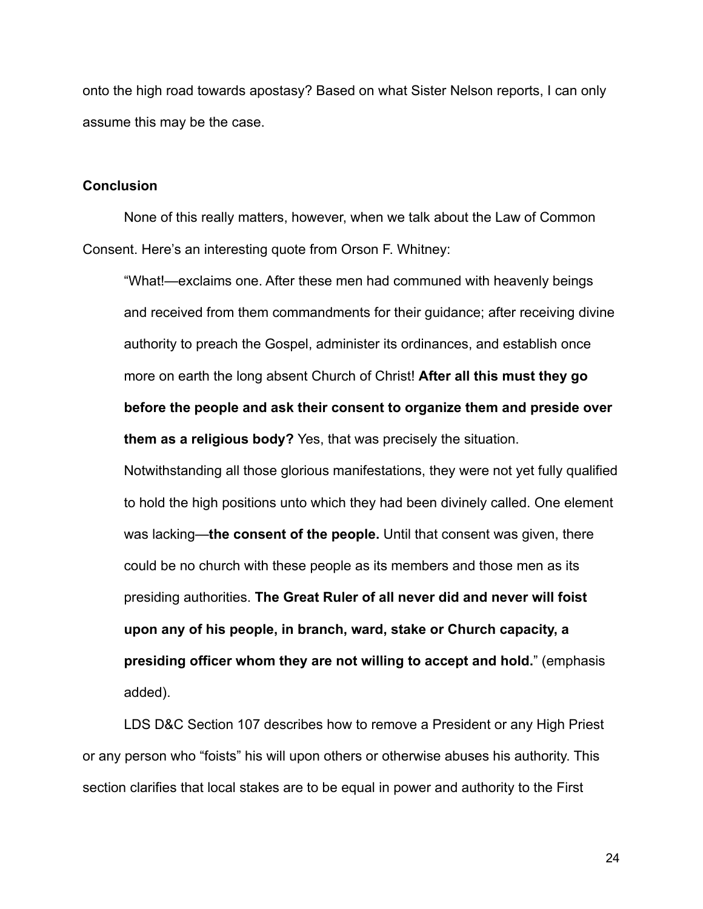onto the high road towards apostasy? Based on what Sister Nelson reports, I can only assume this may be the case.

## Conclusion

None of this really matters, however, when we talk about the Law of Common Consent. Here's an interesting quote from Orson F. Whitney:

> "What!—exclaims one. After these men had communed with heavenly beings and received from them commandments for their guidance; after receiving divine authority to preach the Gospel, administer its ordinances, and establish once more on earth the long absent Church of Christ! **After all this must they go before the people and ask their consent to organize them and preside over them as a religious body?** Yes, that was precisely the situation. Notwithstanding all those glorious manifestations, they were not yet fully qualified to hold the high positions unto which they had been divinely called. One element was lacking—**the consent of the people.** Until that consent was given, there could be no church with these people as its members and those men as its presiding authorities. **The Great Ruler of all never did and never will foist upon any of his people, in branch, ward, stake or Church capacity, a presiding officer whom they are not willing to accept and hold.**" (emphasis added).

LDS D&C Section 107 describes how to remove a President or any High Priest or any person who "foists" his will upon others or otherwise abuses his authority. This section clarifies that local stakes are to be equal in power and authority to the First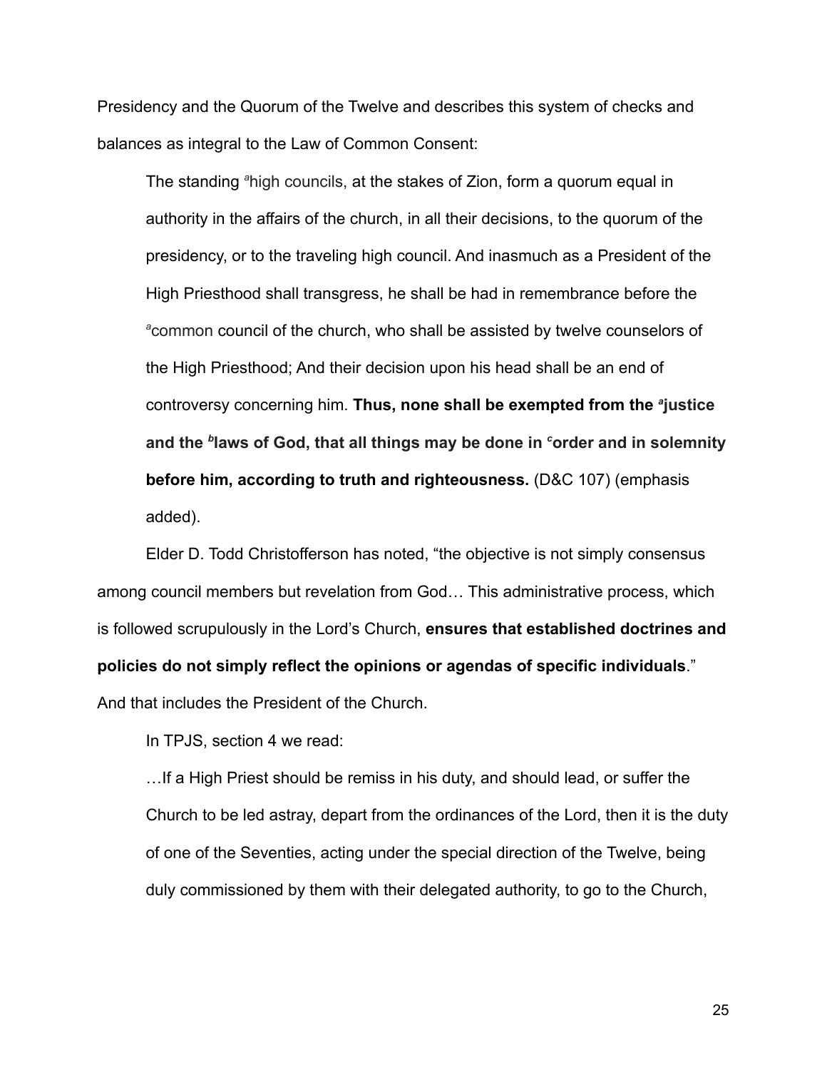Presidency and the Quorum of the Twelve and describes this system of checks and balances as integral to the Law of Common Consent:

> The standing [a]high councils, at the stakes of Zion, form a quorum equal in authority in the affairs of the church, in all their decisions, to the quorum of the presidency, or to the traveling high council. And inasmuch as a President of the High Priesthood shall transgress, he shall be had in remembrance before the [a]common council of the church, who shall be assisted by twelve counselors of the High Priesthood; And their decision upon his head shall be an end of controversy concerning him. **Thus, none shall be exempted from the [a]justice and the [b]laws of God, that all things may be done in [c]order and in solemnity before him, according to truth and righteousness.** (D&C 107) (emphasis added).

Elder D. Todd Christofferson has noted, "the objective is not simply consensus among council members but revelation from God… This administrative process, which is followed scrupulously in the Lord's Church, **ensures that established doctrines and policies do not simply reflect the opinions or agendas of specific individuals**." And that includes the President of the Church.

In TPJS, section 4 we read:

> …If a High Priest should be remiss in his duty, and should lead, or suffer the Church to be led astray, depart from the ordinances of the Lord, then it is the duty of one of the Seventies, acting under the special direction of the Twelve, being duly commissioned by them with their delegated authority, to go to the Church,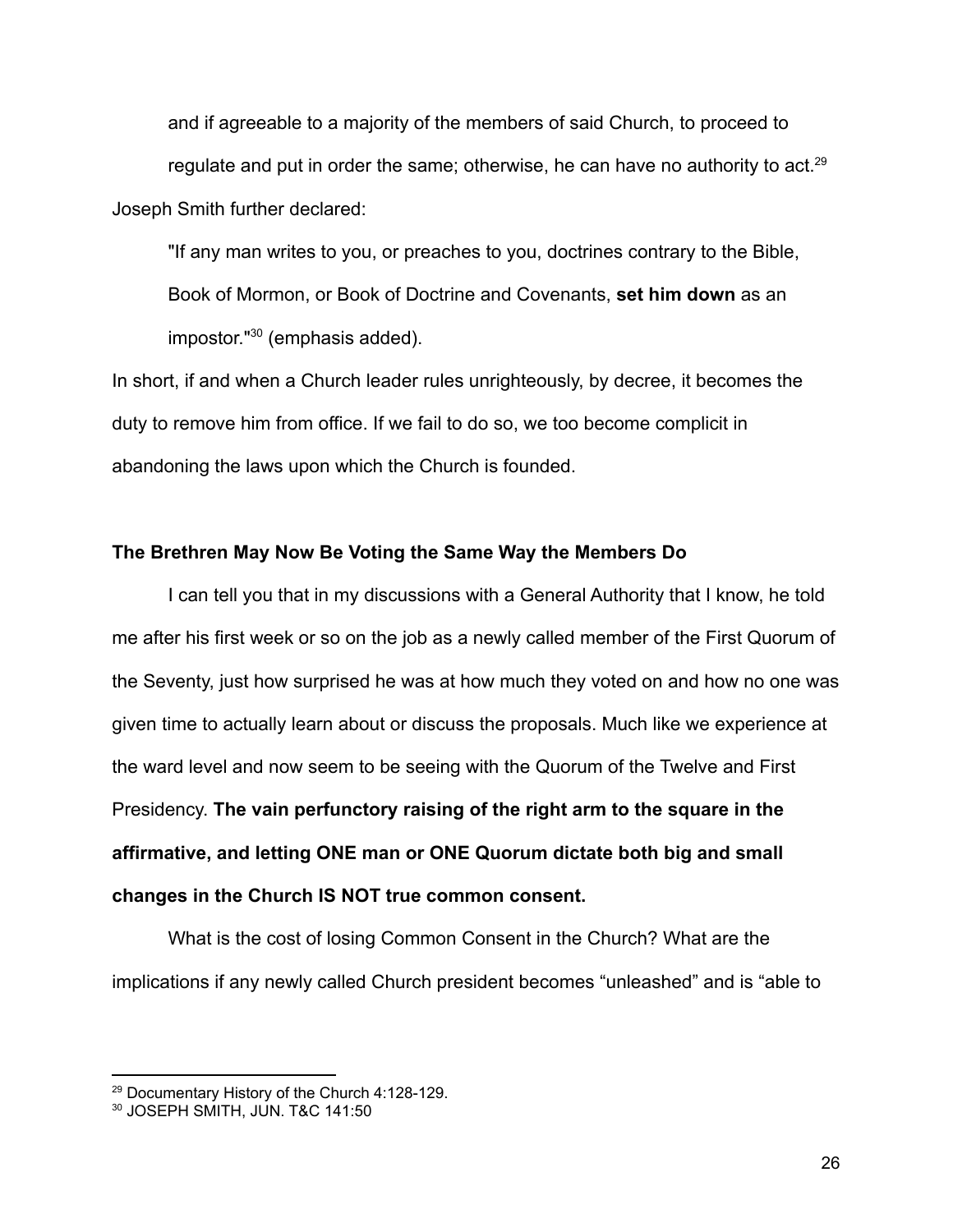> and if agreeable to a majority of the members of said Church, to proceed to regulate and put in order the same; otherwise, he can have no authority to act.[29]

Joseph Smith further declared:

> "If any man writes to you, or preaches to you, doctrines contrary to the Bible, Book of Mormon, or Book of Doctrine and Covenants, **set him down** as an impostor."[30] (emphasis added).

In short, if and when a Church leader rules unrighteously, by decree, it becomes the duty to remove him from office. If we fail to do so, we too become complicit in abandoning the laws upon which the Church is founded.

**The Brethren May Now Be Voting the Same Way the Members Do**

I can tell you that in my discussions with a General Authority that I know, he told me after his first week or so on the job as a newly called member of the First Quorum of the Seventy, just how surprised he was at how much they voted on and how no one was given time to actually learn about or discuss the proposals. Much like we experience at the ward level and now seem to be seeing with the Quorum of the Twelve and First Presidency. **The vain perfunctory raising of the right arm to the square in the affirmative, and letting ONE man or ONE Quorum dictate both big and small changes in the Church IS NOT true common consent.**

What is the cost of losing Common Consent in the Church? What are the implications if any newly called Church president becomes "unleashed" and is "able to

---

[29] Documentary History of the Church 4:128-129.

[30] JOSEPH SMITH, JUN. T&C 141:50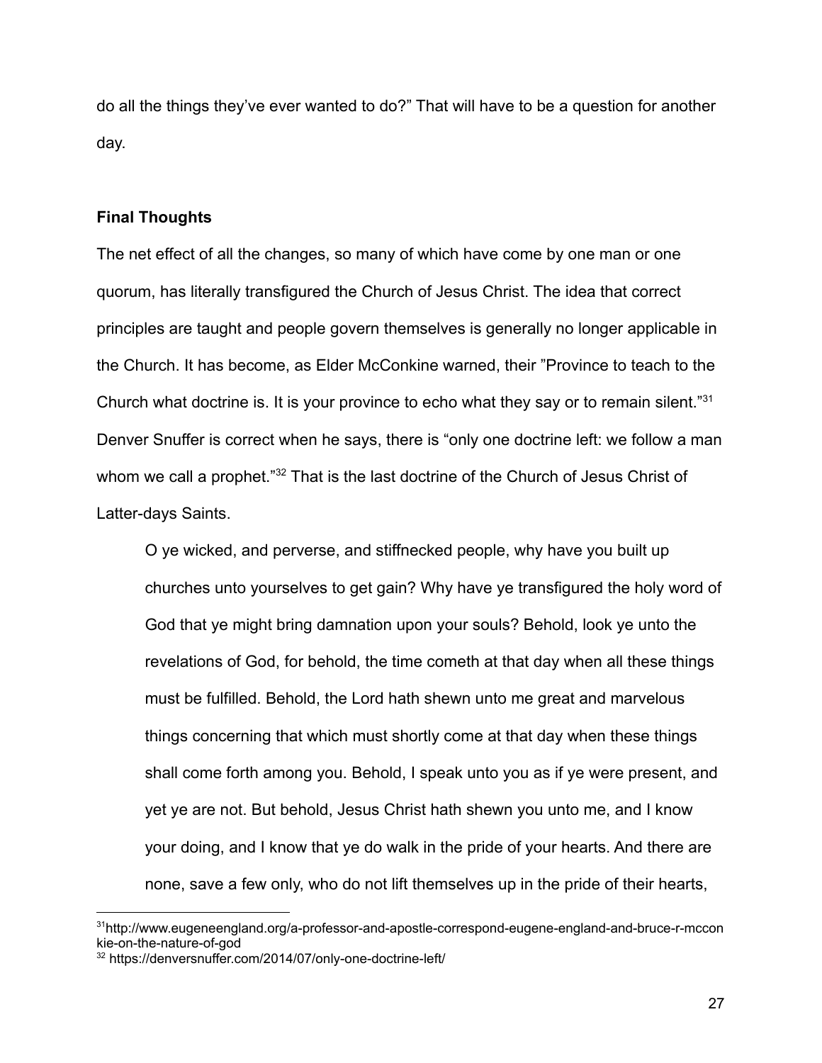do all the things they've ever wanted to do?" That will have to be a question for another day.

**Final Thoughts**

The net effect of all the changes, so many of which have come by one man or one quorum, has literally transfigured the Church of Jesus Christ. The idea that correct principles are taught and people govern themselves is generally no longer applicable in the Church. It has become, as Elder McConkine warned, their "Province to teach to the Church what doctrine is. It is your province to echo what they say or to remain silent."[31] Denver Snuffer is correct when he says, there is "only one doctrine left: we follow a man whom we call a prophet."[32] That is the last doctrine of the Church of Jesus Christ of Latter-days Saints.

> O ye wicked, and perverse, and stiffnecked people, why have you built up churches unto yourselves to get gain? Why have ye transfigured the holy word of God that ye might bring damnation upon your souls? Behold, look ye unto the revelations of God, for behold, the time cometh at that day when all these things must be fulfilled. Behold, the Lord hath shewn unto me great and marvelous things concerning that which must shortly come at that day when these things shall come forth among you. Behold, I speak unto you as if ye were present, and yet ye are not. But behold, Jesus Christ hath shewn you unto me, and I know your doing, and I know that ye do walk in the pride of your hearts. And there are none, save a few only, who do not lift themselves up in the pride of their hearts,

---

[31] http://www.eugeneengland.org/a-professor-and-apostle-correspond-eugene-england-and-bruce-r-mcconkie-on-the-nature-of-god

[32] https://denversnuffer.com/2014/07/only-one-doctrine-left/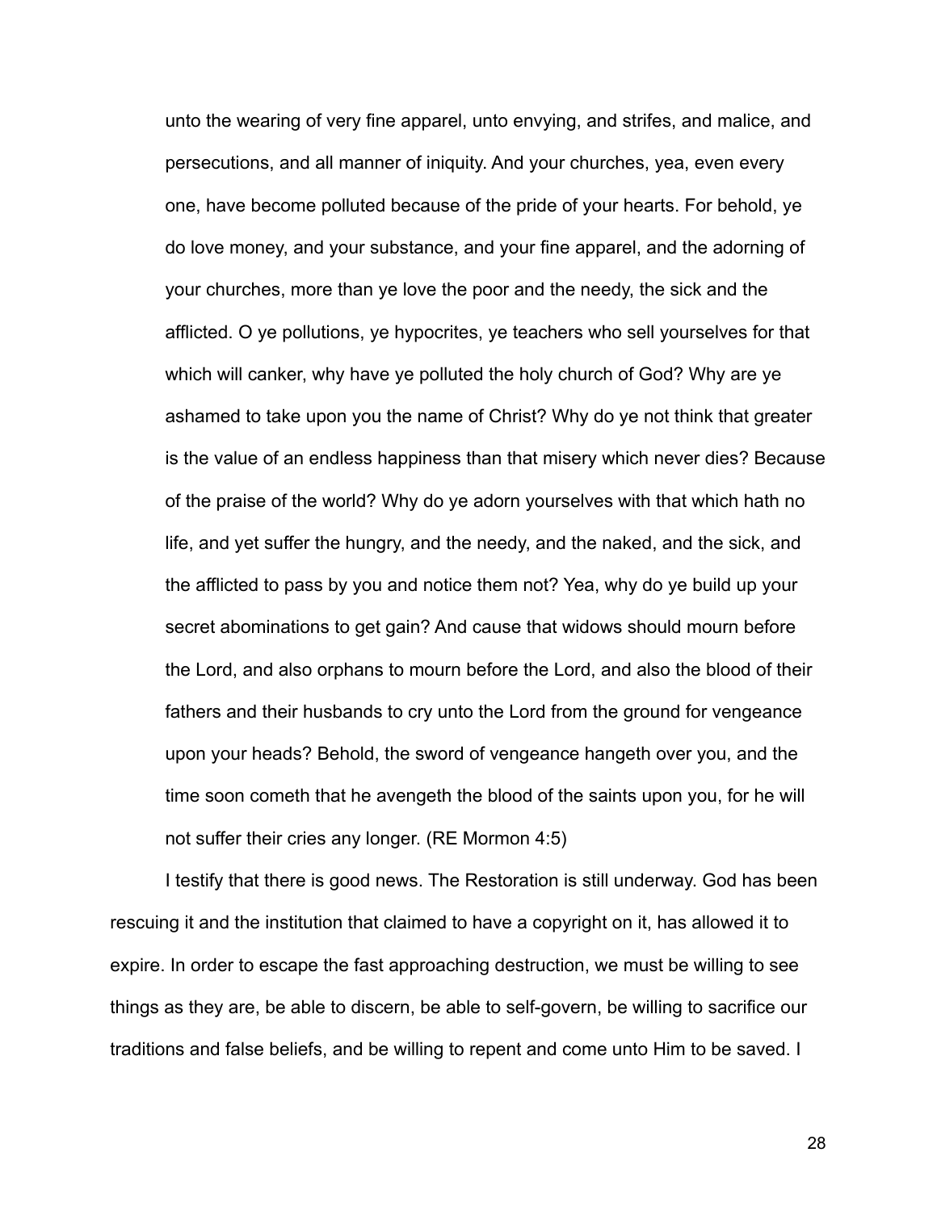> unto the wearing of very fine apparel, unto envying, and strifes, and malice, and persecutions, and all manner of iniquity. And your churches, yea, even every one, have become polluted because of the pride of your hearts. For behold, ye do love money, and your substance, and your fine apparel, and the adorning of your churches, more than ye love the poor and the needy, the sick and the afflicted. O ye pollutions, ye hypocrites, ye teachers who sell yourselves for that which will canker, why have ye polluted the holy church of God? Why are ye ashamed to take upon you the name of Christ? Why do ye not think that greater is the value of an endless happiness than that misery which never dies? Because of the praise of the world? Why do ye adorn yourselves with that which hath no life, and yet suffer the hungry, and the needy, and the naked, and the sick, and the afflicted to pass by you and notice them not? Yea, why do ye build up your secret abominations to get gain? And cause that widows should mourn before the Lord, and also orphans to mourn before the Lord, and also the blood of their fathers and their husbands to cry unto the Lord from the ground for vengeance upon your heads? Behold, the sword of vengeance hangeth over you, and the time soon cometh that he avengeth the blood of the saints upon you, for he will not suffer their cries any longer. (RE Mormon 4:5)

I testify that there is good news. The Restoration is still underway. God has been rescuing it and the institution that claimed to have a copyright on it, has allowed it to expire. In order to escape the fast approaching destruction, we must be willing to see things as they are, be able to discern, be able to self-govern, be willing to sacrifice our traditions and false beliefs, and be willing to repent and come unto Him to be saved. I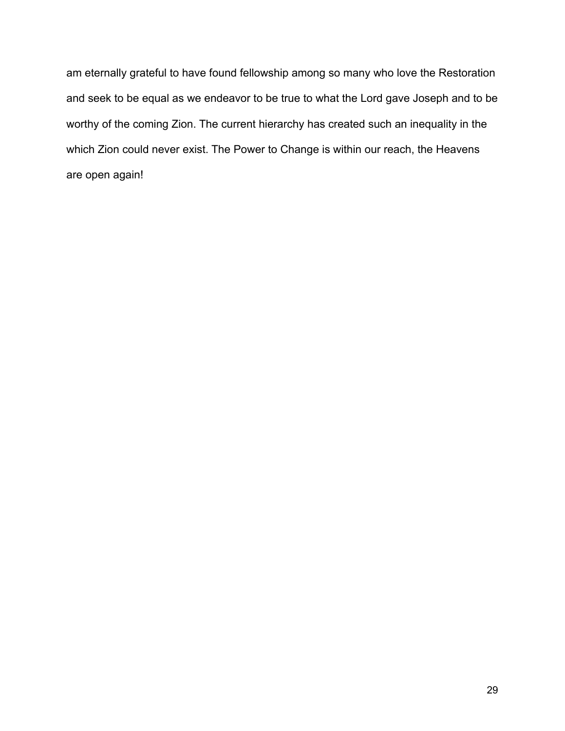am eternally grateful to have found fellowship among so many who love the Restoration and seek to be equal as we endeavor to be true to what the Lord gave Joseph and to be worthy of the coming Zion. The current hierarchy has created such an inequality in the which Zion could never exist. The Power to Change is within our reach, the Heavens are open again!